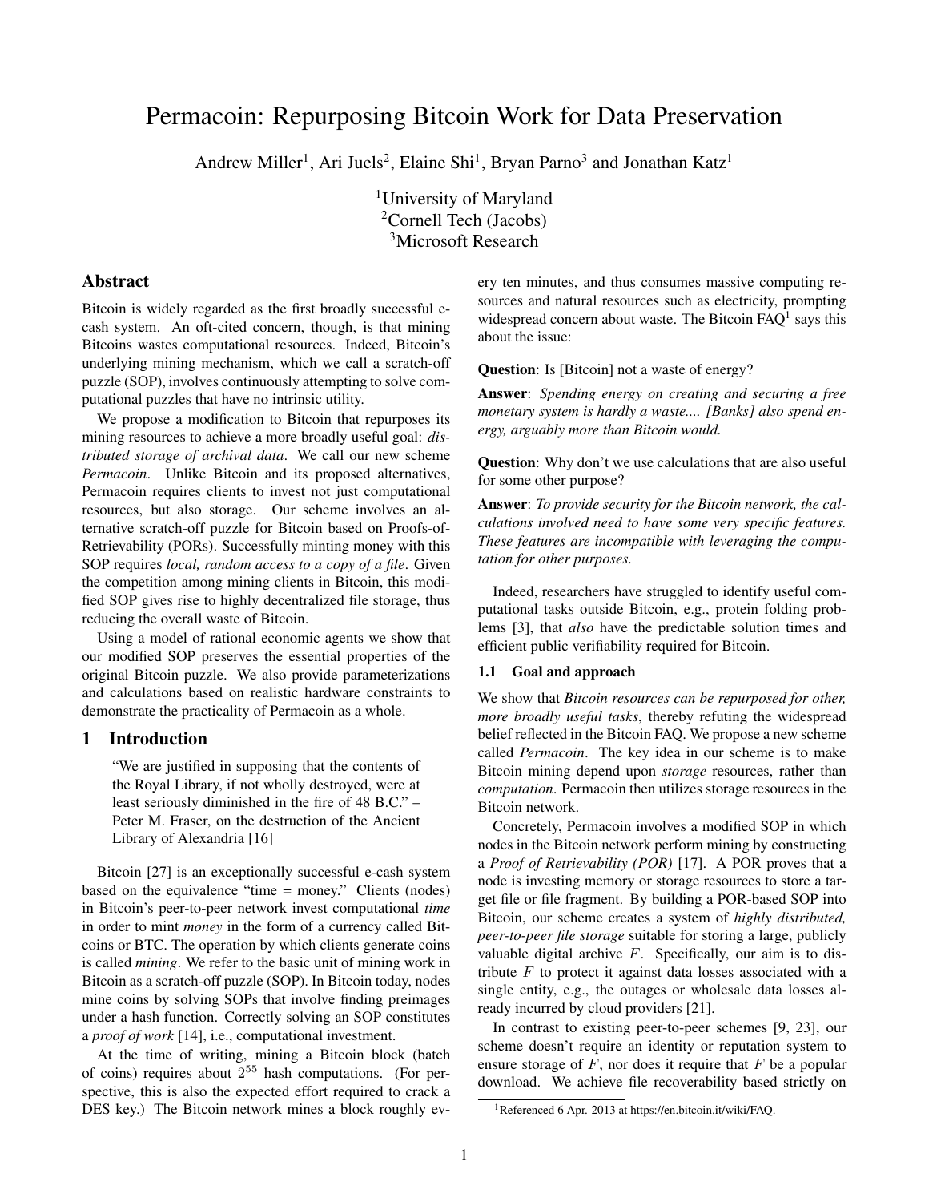# Permacoin: Repurposing Bitcoin Work for Data Preservation

Andrew Miller[1], Ari Juels[2], Elaine Shi[1], Bryan Parno[3] and Jonathan Katz[1]

[1]University of Maryland
[2]Cornell Tech (Jacobs)
[3]Microsoft Research

## Abstract

Bitcoin is widely regarded as the first broadly successful e-cash system. An oft-cited concern, though, is that mining Bitcoins wastes computational resources. Indeed, Bitcoin's underlying mining mechanism, which we call a scratch-off puzzle (SOP), involves continuously attempting to solve computational puzzles that have no intrinsic utility.

We propose a modification to Bitcoin that repurposes its mining resources to achieve a more broadly useful goal: *distributed storage of archival data*. We call our new scheme *Permacoin*. Unlike Bitcoin and its proposed alternatives, Permacoin requires clients to invest not just computational resources, but also storage. Our scheme involves an alternative scratch-off puzzle for Bitcoin based on Proofs-of-Retrievability (PORs). Successfully minting money with this SOP requires *local, random access to a copy of a file*. Given the competition among mining clients in Bitcoin, this modified SOP gives rise to highly decentralized file storage, thus reducing the overall waste of Bitcoin.

Using a model of rational economic agents we show that our modified SOP preserves the essential properties of the original Bitcoin puzzle. We also provide parameterizations and calculations based on realistic hardware constraints to demonstrate the practicality of Permacoin as a whole.

## 1 Introduction

> "We are justified in supposing that the contents of the Royal Library, if not wholly destroyed, were at least seriously diminished in the fire of 48 B.C." – Peter M. Fraser, on the destruction of the Ancient Library of Alexandria [16]

Bitcoin [27] is an exceptionally successful e-cash system based on the equivalence "time = money." Clients (nodes) in Bitcoin's peer-to-peer network invest computational *time* in order to mint *money* in the form of a currency called Bitcoins or BTC. The operation by which clients generate coins is called *mining*. We refer to the basic unit of mining work in Bitcoin as a scratch-off puzzle (SOP). In Bitcoin today, nodes mine coins by solving SOPs that involve finding preimages under a hash function. Correctly solving an SOP constitutes a *proof of work* [14], i.e., computational investment.

At the time of writing, mining a Bitcoin block (batch of coins) requires about $2^{55}$ hash computations. (For perspective, this is also the expected effort required to crack a DES key.) The Bitcoin network mines a block roughly every ten minutes, and thus consumes massive computing resources and natural resources such as electricity, prompting widespread concern about waste. The Bitcoin FAQ[1] says this about the issue:

**Question**: Is [Bitcoin] not a waste of energy?

**Answer**: *Spending energy on creating and securing a free monetary system is hardly a waste.... [Banks] also spend energy, arguably more than Bitcoin would.*

**Question**: Why don't we use calculations that are also useful for some other purpose?

**Answer**: *To provide security for the Bitcoin network, the calculations involved need to have some very specific features. These features are incompatible with leveraging the computation for other purposes.*

Indeed, researchers have struggled to identify useful computational tasks outside Bitcoin, e.g., protein folding problems [3], that *also* have the predictable solution times and efficient public verifiability required for Bitcoin.

### 1.1 Goal and approach

We show that *Bitcoin resources can be repurposed for other, more broadly useful tasks*, thereby refuting the widespread belief reflected in the Bitcoin FAQ. We propose a new scheme called *Permacoin*. The key idea in our scheme is to make Bitcoin mining depend upon *storage* resources, rather than *computation*. Permacoin then utilizes storage resources in the Bitcoin network.

Concretely, Permacoin involves a modified SOP in which nodes in the Bitcoin network perform mining by constructing a *Proof of Retrievability (POR)* [17]. A POR proves that a node is investing memory or storage resources to store a target file or file fragment. By building a POR-based SOP into Bitcoin, our scheme creates a system of *highly distributed, peer-to-peer file storage* suitable for storing a large, publicly valuable digital archive $F$. Specifically, our aim is to distribute $F$ to protect it against data losses associated with a single entity, e.g., the outages or wholesale data losses already incurred by cloud providers [21].

In contrast to existing peer-to-peer schemes [9, 23], our scheme doesn't require an identity or reputation system to ensure storage of $F$, nor does it require that $F$ be a popular download. We achieve file recoverability based strictly on

[1]Referenced 6 Apr. 2013 at https://en.bitcoin.it/wiki/FAQ.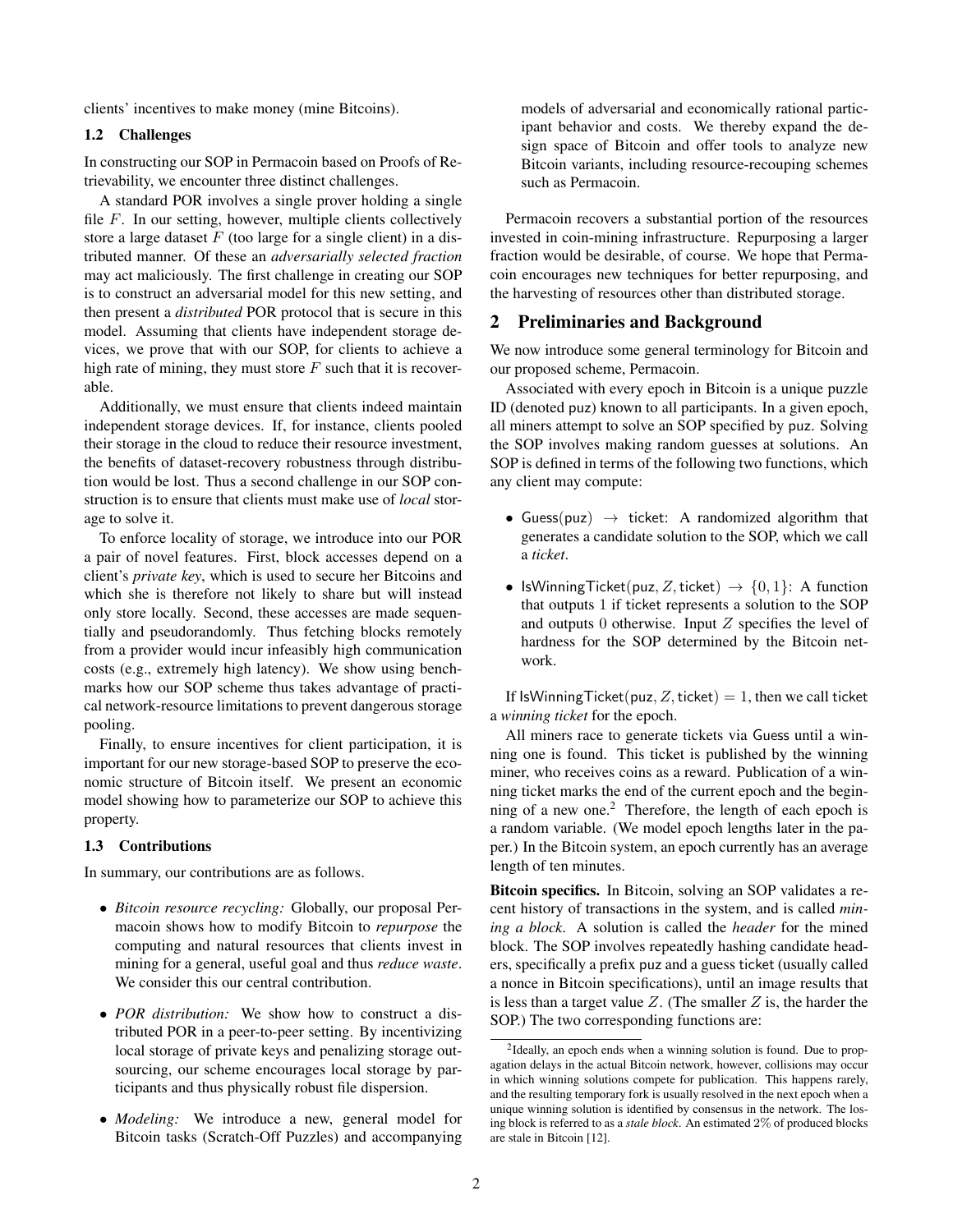clients' incentives to make money (mine Bitcoins).

### 1.2 Challenges

In constructing our SOP in Permacoin based on Proofs of Retrievability, we encounter three distinct challenges.

A standard POR involves a single prover holding a single file $F$. In our setting, however, multiple clients collectively store a large dataset $F$ (too large for a single client) in a distributed manner. Of these an *adversarially selected fraction* may act maliciously. The first challenge in creating our SOP is to construct an adversarial model for this new setting, and then present a *distributed* POR protocol that is secure in this model. Assuming that clients have independent storage devices, we prove that with our SOP, for clients to achieve a high rate of mining, they must store $F$ such that it is recoverable.

Additionally, we must ensure that clients indeed maintain independent storage devices. If, for instance, clients pooled their storage in the cloud to reduce their resource investment, the benefits of dataset-recovery robustness through distribution would be lost. Thus a second challenge in our SOP construction is to ensure that clients must make use of *local* storage to solve it.

To enforce locality of storage, we introduce into our POR a pair of novel features. First, block accesses depend on a client's *private key*, which is used to secure her Bitcoins and which she is therefore not likely to share but will instead only store locally. Second, these accesses are made sequentially and pseudorandomly. Thus fetching blocks remotely from a provider would incur infeasibly high communication costs (e.g., extremely high latency). We show using benchmarks how our SOP scheme thus takes advantage of practical network-resource limitations to prevent dangerous storage pooling.

Finally, to ensure incentives for client participation, it is important for our new storage-based SOP to preserve the economic structure of Bitcoin itself. We present an economic model showing how to parameterize our SOP to achieve this property.

### 1.3 Contributions

In summary, our contributions are as follows.

- *Bitcoin resource recycling:* Globally, our proposal Permacoin shows how to modify Bitcoin to *repurpose* the computing and natural resources that clients invest in mining for a general, useful goal and thus *reduce waste*. We consider this our central contribution.
- *POR distribution:* We show how to construct a distributed POR in a peer-to-peer setting. By incentivizing local storage of private keys and penalizing storage outsourcing, our scheme encourages local storage by participants and thus physically robust file dispersion.
- *Modeling:* We introduce a new, general model for Bitcoin tasks (Scratch-Off Puzzles) and accompanying models of adversarial and economically rational participant behavior and costs. We thereby expand the design space of Bitcoin and offer tools to analyze new Bitcoin variants, including resource-recouping schemes such as Permacoin.

Permacoin recovers a substantial portion of the resources invested in coin-mining infrastructure. Repurposing a larger fraction would be desirable, of course. We hope that Permacoin encourages new techniques for better repurposing, and the harvesting of resources other than distributed storage.

## 2 Preliminaries and Background

We now introduce some general terminology for Bitcoin and our proposed scheme, Permacoin.

Associated with every epoch in Bitcoin is a unique puzzle ID (denoted $\mathsf{puz}$) known to all participants. In a given epoch, all miners attempt to solve an SOP specified by $\mathsf{puz}$. Solving the SOP involves making random guesses at solutions. An SOP is defined in terms of the following two functions, which any client may compute:

- $\mathsf{Guess}(\mathsf{puz}) \rightarrow \mathsf{ticket}$: A randomized algorithm that generates a candidate solution to the SOP, which we call a *ticket*.
- $\mathsf{IsWinningTicket}(\mathsf{puz}, Z, \mathsf{ticket}) \rightarrow \{0, 1\}$: A function that outputs 1 if $\mathsf{ticket}$ represents a solution to the SOP and outputs 0 otherwise. Input $Z$ specifies the level of hardness for the SOP determined by the Bitcoin network.

If $\mathsf{IsWinningTicket}(\mathsf{puz}, Z, \mathsf{ticket}) = 1$, then we call $\mathsf{ticket}$ a *winning ticket* for the epoch.

All miners race to generate tickets via $\mathsf{Guess}$ until a winning one is found. This ticket is published by the winning miner, who receives coins as a reward. Publication of a winning ticket marks the end of the current epoch and the beginning of a new one.[2] Therefore, the length of each epoch is a random variable. (We model epoch lengths later in the paper.) In the Bitcoin system, an epoch currently has an average length of ten minutes.

**Bitcoin specifics.** In Bitcoin, solving an SOP validates a recent history of transactions in the system, and is called *mining a block*. A solution is called the *header* for the mined block. The SOP involves repeatedly hashing candidate headers, specifically a prefix $\mathsf{puz}$ and a guess $\mathsf{ticket}$ (usually called a nonce in Bitcoin specifications), until an image results that is less than a target value $Z$. (The smaller $Z$ is, the harder the SOP.) The two corresponding functions are:

[2] Ideally, an epoch ends when a winning solution is found. Due to propagation delays in the actual Bitcoin network, however, collisions may occur in which winning solutions compete for publication. This happens rarely, and the resulting temporary fork is usually resolved in the next epoch when a unique winning solution is identified by consensus in the network. The losing block is referred to as a *stale block*. An estimated 2% of produced blocks are stale in Bitcoin [12].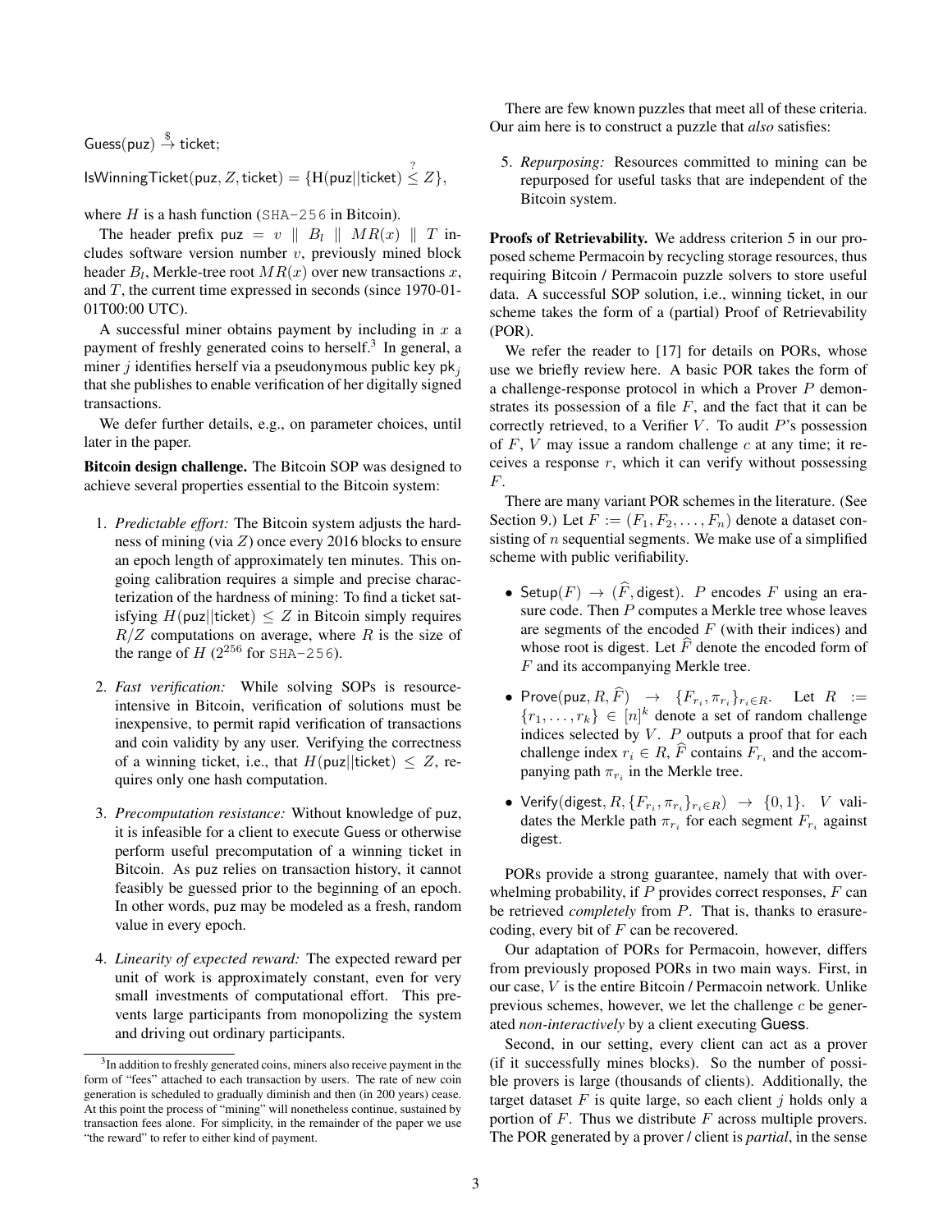$\mathsf{Guess}(\mathsf{puz}) \xrightarrow{\$} \mathsf{ticket}$;

$\mathsf{IsWinningTicket}(\mathsf{puz}, Z, \mathsf{ticket}) = \{\mathsf{H}(\mathsf{puz}||\mathsf{ticket}) \stackrel{?}{\leq} Z\}$,

where $H$ is a hash function (SHA-256 in Bitcoin).

The header prefix $\mathsf{puz} = v \parallel B_l \parallel MR(x) \parallel T$ includes software version number $v$, previously mined block header $B_l$, Merkle-tree root $MR(x)$ over new transactions $x$, and $T$, the current time expressed in seconds (since 1970-01-01T00:00 UTC).

A successful miner obtains payment by including in $x$ a payment of freshly generated coins to herself.[3] In general, a miner $j$ identifies herself via a pseudonymous public key $\mathsf{pk}_j$ that she publishes to enable verification of her digitally signed transactions.

We defer further details, e.g., on parameter choices, until later in the paper.

**Bitcoin design challenge.** The Bitcoin SOP was designed to achieve several properties essential to the Bitcoin system:

1. *Predictable effort:* The Bitcoin system adjusts the hardness of mining (via $Z$) once every 2016 blocks to ensure an epoch length of approximately ten minutes. This ongoing calibration requires a simple and precise characterization of the hardness of mining: To find a ticket satisfying $H(\mathsf{puz}||\mathsf{ticket}) \leq Z$ in Bitcoin simply requires $R/Z$ computations on average, where $R$ is the size of the range of $H$ ($2^{256}$ for SHA-256).

2. *Fast verification:* While solving SOPs is resource-intensive in Bitcoin, verification of solutions must be inexpensive, to permit rapid verification of transactions and coin validity by any user. Verifying the correctness of a winning ticket, i.e., that $H(\mathsf{puz}||\mathsf{ticket}) \leq Z$, requires only one hash computation.

3. *Precomputation resistance:* Without knowledge of puz, it is infeasible for a client to execute Guess or otherwise perform useful precomputation of a winning ticket in Bitcoin. As puz relies on transaction history, it cannot feasibly be guessed prior to the beginning of an epoch. In other words, puz may be modeled as a fresh, random value in every epoch.

4. *Linearity of expected reward:* The expected reward per unit of work is approximately constant, even for very small investments of computational effort. This prevents large participants from monopolizing the system and driving out ordinary participants.

[3] In addition to freshly generated coins, miners also receive payment in the form of "fees" attached to each transaction by users. The rate of new coin generation is scheduled to gradually diminish and then (in 200 years) cease. At this point the process of "mining" will nonetheless continue, sustained by transaction fees alone. For simplicity, in the remainder of the paper we use "the reward" to refer to either kind of payment.

There are few known puzzles that meet all of these criteria. Our aim here is to construct a puzzle that *also* satisfies:

5. *Repurposing:* Resources committed to mining can be repurposed for useful tasks that are independent of the Bitcoin system.

**Proofs of Retrievability.** We address criterion 5 in our proposed scheme Permacoin by recycling storage resources, thus requiring Bitcoin / Permacoin puzzle solvers to store useful data. A successful SOP solution, i.e., winning ticket, in our scheme takes the form of a (partial) Proof of Retrievability (POR).

We refer the reader to [17] for details on PORs, whose use we briefly review here. A basic POR takes the form of a challenge-response protocol in which a Prover $P$ demonstrates its possession of a file $F$, and the fact that it can be correctly retrieved, to a Verifier $V$. To audit $P$'s possession of $F$, $V$ may issue a random challenge $c$ at any time; it receives a response $r$, which it can verify without possessing $F$.

There are many variant POR schemes in the literature. (See Section 9.) Let $F := (F_1, F_2, \ldots, F_n)$ denote a dataset consisting of $n$ sequential segments. We make use of a simplified scheme with public verifiability.

- $\mathsf{Setup}(F) \rightarrow (\widehat{F}, \mathsf{digest})$. $P$ encodes $F$ using an erasure code. Then $P$ computes a Merkle tree whose leaves are segments of the encoded $F$ (with their indices) and whose root is digest. Let $\widehat{F}$ denote the encoded form of $F$ and its accompanying Merkle tree.

- $\mathsf{Prove}(\mathsf{puz}, R, \widehat{F}) \rightarrow \{F_{r_i}, \pi_{r_i}\}_{r_i \in R}$. Let $R := \{r_1, \ldots, r_k\} \in [n]^k$ denote a set of random challenge indices selected by $V$. $P$ outputs a proof that for each challenge index $r_i \in R$, $\widehat{F}$ contains $F_{r_i}$ and the accompanying path $\pi_{r_i}$ in the Merkle tree.

- $\mathsf{Verify}(\mathsf{digest}, R, \{F_{r_i}, \pi_{r_i}\}_{r_i \in R}) \rightarrow \{0, 1\}$. $V$ validates the Merkle path $\pi_{r_i}$ for each segment $F_{r_i}$ against digest.

PORs provide a strong guarantee, namely that with overwhelming probability, if $P$ provides correct responses, $F$ can be retrieved *completely* from $P$. That is, thanks to erasure-coding, every bit of $F$ can be recovered.

Our adaptation of PORs for Permacoin, however, differs from previously proposed PORs in two main ways. First, in our case, $V$ is the entire Bitcoin / Permacoin network. Unlike previous schemes, however, we let the challenge $c$ be generated *non-interactively* by a client executing Guess.

Second, in our setting, every client can act as a prover (if it successfully mines blocks). So the number of possible provers is large (thousands of clients). Additionally, the target dataset $F$ is quite large, so each client $j$ holds only a portion of $F$. Thus we distribute $F$ across multiple provers. The POR generated by a prover / client is *partial*, in the sense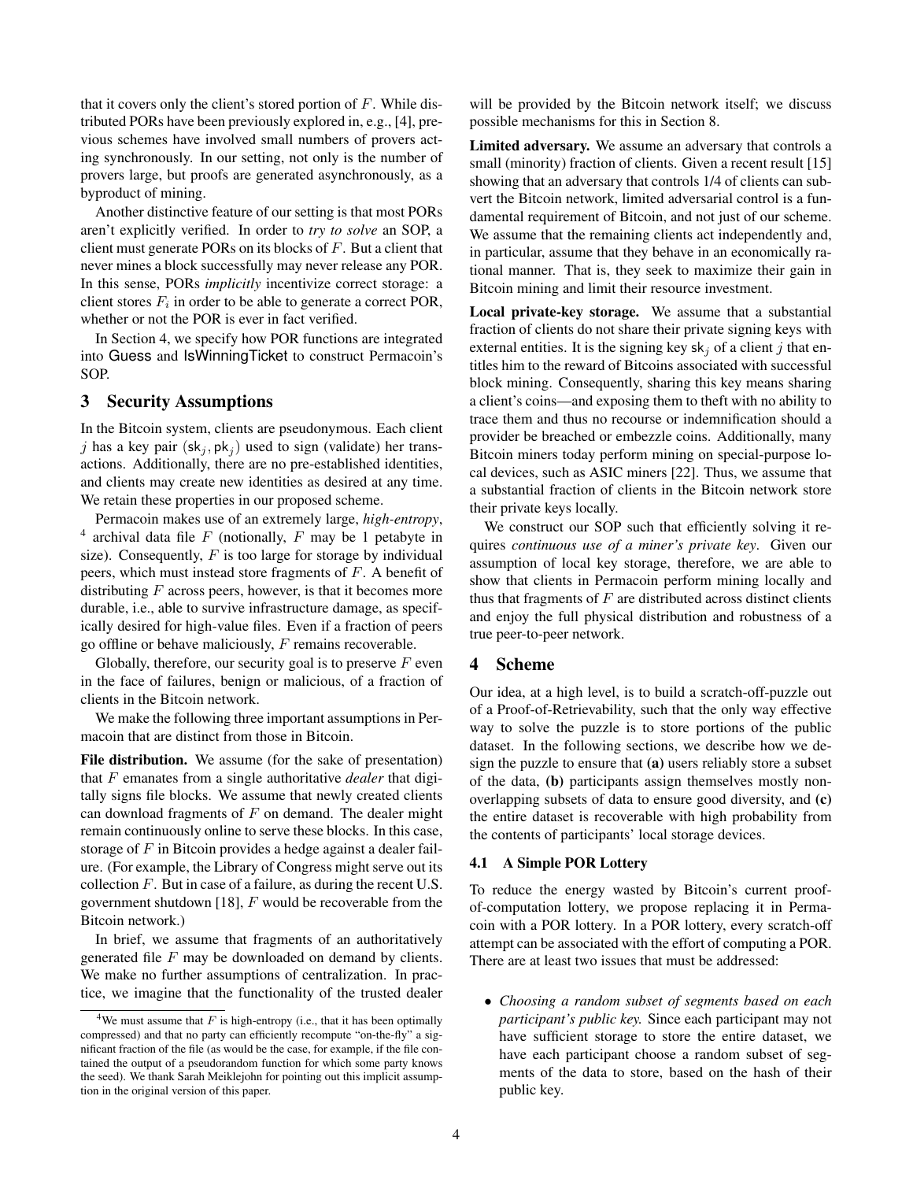that it covers only the client's stored portion of $F$. While distributed PORs have been previously explored in, e.g., [4], previous schemes have involved small numbers of provers acting synchronously. In our setting, not only is the number of provers large, but proofs are generated asynchronously, as a byproduct of mining.

Another distinctive feature of our setting is that most PORs aren't explicitly verified. In order to *try to solve* an SOP, a client must generate PORs on its blocks of $F$. But a client that never mines a block successfully may never release any POR. In this sense, PORs *implicitly* incentivize correct storage: a client stores $F_i$ in order to be able to generate a correct POR, whether or not the POR is ever in fact verified.

In Section 4, we specify how POR functions are integrated into Guess and IsWinningTicket to construct Permacoin's SOP.

## 3 Security Assumptions

In the Bitcoin system, clients are pseudonymous. Each client $j$ has a key pair $(\mathsf{sk}_j, \mathsf{pk}_j)$ used to sign (validate) her transactions. Additionally, there are no pre-established identities, and clients may create new identities as desired at any time. We retain these properties in our proposed scheme.

Permacoin makes use of an extremely large, *high-entropy*, [4] archival data file $F$ (notionally, $F$ may be 1 petabyte in size). Consequently, $F$ is too large for storage by individual peers, which must instead store fragments of $F$. A benefit of distributing $F$ across peers, however, is that it becomes more durable, i.e., able to survive infrastructure damage, as specifically desired for high-value files. Even if a fraction of peers go offline or behave maliciously, $F$ remains recoverable.

Globally, therefore, our security goal is to preserve $F$ even in the face of failures, benign or malicious, of a fraction of clients in the Bitcoin network.

We make the following three important assumptions in Permacoin that are distinct from those in Bitcoin.

**File distribution.** We assume (for the sake of presentation) that $F$ emanates from a single authoritative *dealer* that digitally signs file blocks. We assume that newly created clients can download fragments of $F$ on demand. The dealer might remain continuously online to serve these blocks. In this case, storage of $F$ in Bitcoin provides a hedge against a dealer failure. (For example, the Library of Congress might serve out its collection $F$. But in case of a failure, as during the recent U.S. government shutdown [18], $F$ would be recoverable from the Bitcoin network.)

In brief, we assume that fragments of an authoritatively generated file $F$ may be downloaded on demand by clients. We make no further assumptions of centralization. In practice, we imagine that the functionality of the trusted dealer will be provided by the Bitcoin network itself; we discuss possible mechanisms for this in Section 8.

**Limited adversary.** We assume an adversary that controls a small (minority) fraction of clients. Given a recent result [15] showing that an adversary that controls 1/4 of clients can subvert the Bitcoin network, limited adversarial control is a fundamental requirement of Bitcoin, and not just of our scheme. We assume that the remaining clients act independently and, in particular, assume that they behave in an economically rational manner. That is, they seek to maximize their gain in Bitcoin mining and limit their resource investment.

**Local private-key storage.** We assume that a substantial fraction of clients do not share their private signing keys with external entities. It is the signing key $\mathsf{sk}_j$ of a client $j$ that entitles him to the reward of Bitcoins associated with successful block mining. Consequently, sharing this key means sharing a client's coins—and exposing them to theft with no ability to trace them and thus no recourse or indemnification should a provider be breached or embezzle coins. Additionally, many Bitcoin miners today perform mining on special-purpose local devices, such as ASIC miners [22]. Thus, we assume that a substantial fraction of clients in the Bitcoin network store their private keys locally.

We construct our SOP such that efficiently solving it requires *continuous use of a miner's private key*. Given our assumption of local key storage, therefore, we are able to show that clients in Permacoin perform mining locally and thus that fragments of $F$ are distributed across distinct clients and enjoy the full physical distribution and robustness of a true peer-to-peer network.

## 4 Scheme

Our idea, at a high level, is to build a scratch-off-puzzle out of a Proof-of-Retrievability, such that the only way effective way to solve the puzzle is to store portions of the public dataset. In the following sections, we describe how we design the puzzle to ensure that **(a)** users reliably store a subset of the data, **(b)** participants assign themselves mostly non-overlapping subsets of data to ensure good diversity, and **(c)** the entire dataset is recoverable with high probability from the contents of participants' local storage devices.

### 4.1 A Simple POR Lottery

To reduce the energy wasted by Bitcoin's current proof-of-computation lottery, we propose replacing it in Permacoin with a POR lottery. In a POR lottery, every scratch-off attempt can be associated with the effort of computing a POR. There are at least two issues that must be addressed:

- *Choosing a random subset of segments based on each participant's public key.* Since each participant may not have sufficient storage to store the entire dataset, we have each participant choose a random subset of segments of the data to store, based on the hash of their public key.

[4] We must assume that $F$ is high-entropy (i.e., that it has been optimally compressed) and that no party can efficiently recompute "on-the-fly" a significant fraction of the file (as would be the case, for example, if the file contained the output of a pseudorandom function for which some party knows the seed). We thank Sarah Meiklejohn for pointing out this implicit assumption in the original version of this paper.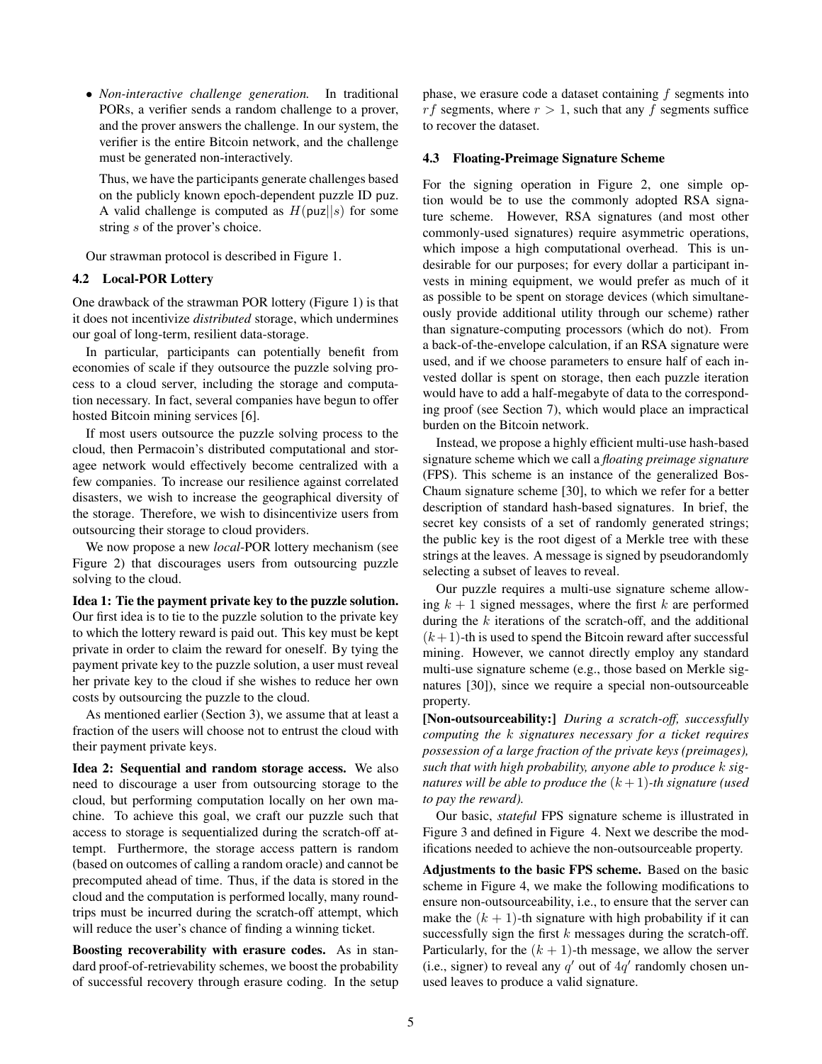- *Non-interactive challenge generation.* In traditional PORs, a verifier sends a random challenge to a prover, and the prover answers the challenge. In our system, the verifier is the entire Bitcoin network, and the challenge must be generated non-interactively.

  Thus, we have the participants generate challenges based on the publicly known epoch-dependent puzzle ID $\mathsf{puz}$. A valid challenge is computed as $H(\mathsf{puz}||s)$ for some string $s$ of the prover's choice.

Our strawman protocol is described in Figure 1.

### 4.2 Local-POR Lottery

One drawback of the strawman POR lottery (Figure 1) is that it does not incentivize *distributed* storage, which undermines our goal of long-term, resilient data-storage.

In particular, participants can potentially benefit from economies of scale if they outsource the puzzle solving process to a cloud server, including the storage and computation necessary. In fact, several companies have begun to offer hosted Bitcoin mining services [6].

If most users outsource the puzzle solving process to the cloud, then Permacoin's distributed computational and storagee network would effectively become centralized with a few companies. To increase our resilience against correlated disasters, we wish to increase the geographical diversity of the storage. Therefore, we wish to disincentivize users from outsourcing their storage to cloud providers.

We now propose a new *local*-POR lottery mechanism (see Figure 2) that discourages users from outsourcing puzzle solving to the cloud.

**Idea 1: Tie the payment private key to the puzzle solution.** Our first idea is to tie to the puzzle solution to the private key to which the lottery reward is paid out. This key must be kept private in order to claim the reward for oneself. By tying the payment private key to the puzzle solution, a user must reveal her private key to the cloud if she wishes to reduce her own costs by outsourcing the puzzle to the cloud.

As mentioned earlier (Section 3), we assume that at least a fraction of the users will choose not to entrust the cloud with their payment private keys.

**Idea 2: Sequential and random storage access.** We also need to discourage a user from outsourcing storage to the cloud, but performing computation locally on her own machine. To achieve this goal, we craft our puzzle such that access to storage is sequentialized during the scratch-off attempt. Furthermore, the storage access pattern is random (based on outcomes of calling a random oracle) and cannot be precomputed ahead of time. Thus, if the data is stored in the cloud and the computation is performed locally, many round-trips must be incurred during the scratch-off attempt, which will reduce the user's chance of finding a winning ticket.

**Boosting recoverability with erasure codes.** As in standard proof-of-retrievability schemes, we boost the probability of successful recovery through erasure coding. In the setup phase, we erasure code a dataset containing $f$ segments into $rf$ segments, where $r > 1$, such that any $f$ segments suffice to recover the dataset.

### 4.3 Floating-Preimage Signature Scheme

For the signing operation in Figure 2, one simple option would be to use the commonly adopted RSA signature scheme. However, RSA signatures (and most other commonly-used signatures) require asymmetric operations, which impose a high computational overhead. This is undesirable for our purposes; for every dollar a participant invests in mining equipment, we would prefer as much of it as possible to be spent on storage devices (which simultaneously provide additional utility through our scheme) rather than signature-computing processors (which do not). From a back-of-the-envelope calculation, if an RSA signature were used, and if we choose parameters to ensure half of each invested dollar is spent on storage, then each puzzle iteration would have to add a half-megabyte of data to the corresponding proof (see Section 7), which would place an impractical burden on the Bitcoin network.

Instead, we propose a highly efficient multi-use hash-based signature scheme which we call a *floating preimage signature* (FPS). This scheme is an instance of the generalized Bos-Chaum signature scheme [30], to which we refer for a better description of standard hash-based signatures. In brief, the secret key consists of a set of randomly generated strings; the public key is the root digest of a Merkle tree with these strings at the leaves. A message is signed by pseudorandomly selecting a subset of leaves to reveal.

Our puzzle requires a multi-use signature scheme allowing $k+1$ signed messages, where the first $k$ are performed during the $k$ iterations of the scratch-off, and the additional $(k+1)$-th is used to spend the Bitcoin reward after successful mining. However, we cannot directly employ any standard multi-use signature scheme (e.g., those based on Merkle signatures [30]), since we require a special non-outsourceable property.

**[Non-outsourceability:]** *During a scratch-off, successfully computing the $k$ signatures necessary for a ticket requires possession of a large fraction of the private keys (preimages), such that with high probability, anyone able to produce $k$ signatures will be able to produce the $(k+1)$-th signature (used to pay the reward).*

Our basic, *stateful* FPS signature scheme is illustrated in Figure 3 and defined in Figure 4. Next we describe the modifications needed to achieve the non-outsourceable property.

**Adjustments to the basic FPS scheme.** Based on the basic scheme in Figure 4, we make the following modifications to ensure non-outsourceability, i.e., to ensure that the server can make the $(k+1)$-th signature with high probability if it can successfully sign the first $k$ messages during the scratch-off. Particularly, for the $(k+1)$-th message, we allow the server (i.e., signer) to reveal any $q'$ out of $4q'$ randomly chosen unused leaves to produce a valid signature.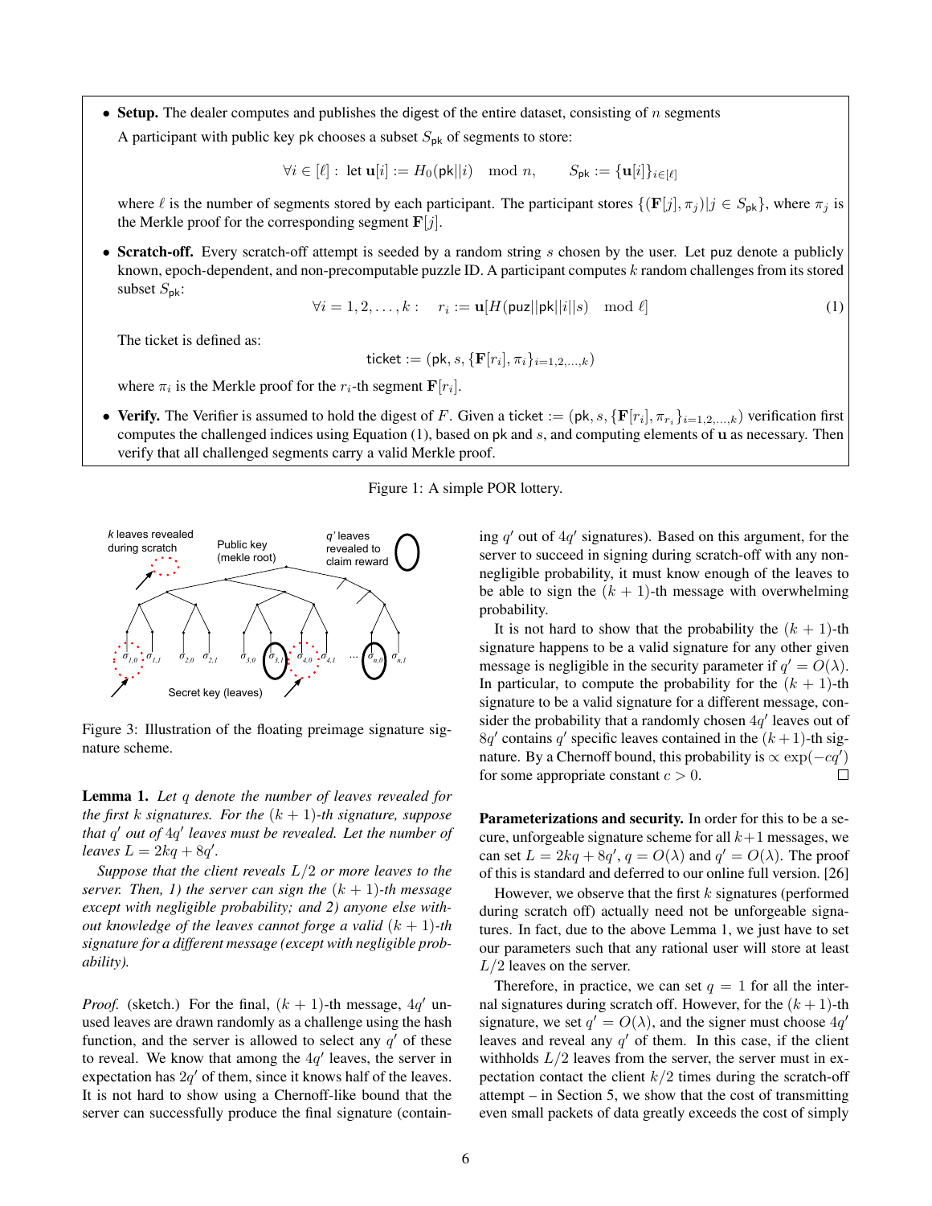- **Setup.** The dealer computes and publishes the digest of the entire dataset, consisting of $n$ segments

  A participant with public key $\mathsf{pk}$ chooses a subset $S_{\mathsf{pk}}$ of segments to store:

  $$\forall i \in [\ell]: \text{ let } \mathbf{u}[i] := H_0(\mathsf{pk}||i) \mod n, \qquad S_{\mathsf{pk}} := \{\mathbf{u}[i]\}_{i \in [\ell]}$$

  where $\ell$ is the number of segments stored by each participant. The participant stores $\{(\mathbf{F}[j], \pi_j) | j \in S_{\mathsf{pk}}\}$, where $\pi_j$ is the Merkle proof for the corresponding segment $\mathbf{F}[j]$.

- **Scratch-off.** Every scratch-off attempt is seeded by a random string $s$ chosen by the user. Let $\mathsf{puz}$ denote a publicly known, epoch-dependent, and non-precomputable puzzle ID. A participant computes $k$ random challenges from its stored subset $S_{\mathsf{pk}}$:

  $$\forall i = 1, 2, \ldots, k: \quad r_i := \mathbf{u}[H(\mathsf{puz}||\mathsf{pk}||i||s) \mod \ell] \tag{1}$$

  The ticket is defined as:

  $$\mathsf{ticket} := (\mathsf{pk}, s, \{\mathbf{F}[r_i], \pi_i\}_{i=1,2,\ldots,k})$$

  where $\pi_i$ is the Merkle proof for the $r_i$-th segment $\mathbf{F}[r_i]$.

- **Verify.** The Verifier is assumed to hold the digest of $F$. Given a $\mathsf{ticket} := (\mathsf{pk}, s, \{\mathbf{F}[r_i], \pi_{r_i}\}_{i=1,2,\ldots,k})$ verification first computes the challenged indices using Equation (1), based on $\mathsf{pk}$ and $s$, and computing elements of $\mathbf{u}$ as necessary. Then verify that all challenged segments carry a valid Merkle proof.

Figure 1: A simple POR lottery.

Figure 3: Illustration of the floating preimage signature signature scheme.

**Lemma 1.** *Let $q$ denote the number of leaves revealed for the first $k$ signatures. For the $(k+1)$-th signature, suppose that $q'$ out of $4q'$ leaves must be revealed. Let the number of leaves $L = 2kq + 8q'$.*

*Suppose that the client reveals $L/2$ or more leaves to the server. Then, 1) the server can sign the $(k+1)$-th message except with negligible probability; and 2) anyone else without knowledge of the leaves cannot forge a valid $(k+1)$-th signature for a different message (except with negligible probability).*

*Proof.* (sketch.) For the final, $(k+1)$-th message, $4q'$ unused leaves are drawn randomly as a challenge using the hash function, and the server is allowed to select any $q'$ of these to reveal. We know that among the $4q'$ leaves, the server in expectation has $2q'$ of them, since it knows half of the leaves. It is not hard to show using a Chernoff-like bound that the server can successfully produce the final signature (containing $q'$ out of $4q'$ signatures). Based on this argument, for the server to succeed in signing during scratch-off with any non-negligible probability, it must know enough of the leaves to be able to sign the $(k+1)$-th message with overwhelming probability.

It is not hard to show that the probability the $(k+1)$-th signature happens to be a valid signature for any other given message is negligible in the security parameter if $q' = O(\lambda)$. In particular, to compute the probability for the $(k+1)$-th signature to be a valid signature for a different message, consider the probability that a randomly chosen $4q'$ leaves out of $8q'$ contains $q'$ specific leaves contained in the $(k+1)$-th signature. By a Chernoff bound, this probability is $\propto \exp(-cq')$ for some appropriate constant $c > 0$. $\square$

**Parameterizations and security.** In order for this to be a secure, unforgeable signature scheme for all $k+1$ messages, we can set $L = 2kq + 8q'$, $q = O(\lambda)$ and $q' = O(\lambda)$. The proof of this is standard and deferred to our online full version. [26]

However, we observe that the first $k$ signatures (performed during scratch off) actually need not be unforgeable signatures. In fact, due to the above Lemma 1, we just have to set our parameters such that any rational user will store at least $L/2$ leaves on the server.

Therefore, in practice, we can set $q = 1$ for all the internal signatures during scratch off. However, for the $(k+1)$-th signature, we set $q' = O(\lambda)$, and the signer must choose $4q'$ leaves and reveal any $q'$ of them. In this case, if the client withholds $L/2$ leaves from the server, the server must in expectation contact the client $k/2$ times during the scratch-off attempt – in Section 5, we show that the cost of transmitting even small packets of data greatly exceeds the cost of simply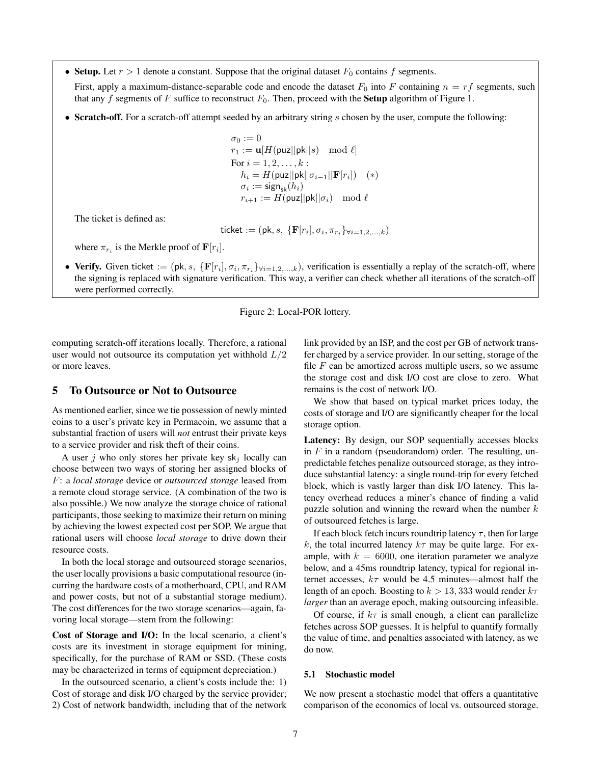- **Setup.** Let $r > 1$ denote a constant. Suppose that the original dataset $F_0$ contains $f$ segments.

  First, apply a maximum-distance-separable code and encode the dataset $F_0$ into $F$ containing $n = rf$ segments, such that any $f$ segments of $F$ suffice to reconstruct $F_0$. Then, proceed with the **Setup** algorithm of Figure 1.

- **Scratch-off.** For a scratch-off attempt seeded by an arbitrary string $s$ chosen by the user, compute the following:

$$
\begin{aligned}
&\sigma_0 := 0 \\
&r_1 := \mathbf{u}[H(\mathsf{puz}||\mathsf{pk}||s) \mod \ell] \\
&\text{For } i = 1, 2, \ldots, k: \\
&\quad h_i = H(\mathsf{puz}||\mathsf{pk}||\sigma_{i-1}||\mathbf{F}[r_i]) \quad (*) \\
&\quad \sigma_i := \mathsf{sign}_{\mathsf{sk}}(h_i) \\
&\quad r_{i+1} := H(\mathsf{puz}||\mathsf{pk}||\sigma_i) \mod \ell
\end{aligned}
$$

  The ticket is defined as:

$$
\mathsf{ticket} := (\mathsf{pk}, s, \{\mathbf{F}[r_i], \sigma_i, \pi_{r_i}\}_{\forall i=1,2,\ldots,k})
$$

  where $\pi_{r_i}$ is the Merkle proof of $\mathbf{F}[r_i]$.

- **Verify.** Given $\mathsf{ticket} := (\mathsf{pk}, s, \{\mathbf{F}[r_i], \sigma_i, \pi_{r_i}\}_{\forall i=1,2,\ldots,k})$, verification is essentially a replay of the scratch-off, where the signing is replaced with signature verification. This way, a verifier can check whether all iterations of the scratch-off were performed correctly.

Figure 2: Local-POR lottery.

computing scratch-off iterations locally. Therefore, a rational user would not outsource its computation yet withhold $L/2$ or more leaves.

## 5 To Outsource or Not to Outsource

As mentioned earlier, since we tie possession of newly minted coins to a user's private key in Permacoin, we assume that a substantial fraction of users will *not* entrust their private keys to a service provider and risk theft of their coins.

A user $j$ who only stores her private key $\mathsf{sk}_j$ locally can choose between two ways of storing her assigned blocks of $F$: a *local storage* device or *outsourced storage* leased from a remote cloud storage service. (A combination of the two is also possible.) We now analyze the storage choice of rational participants, those seeking to maximize their return on mining by achieving the lowest expected cost per SOP. We argue that rational users will choose *local storage* to drive down their resource costs.

In both the local storage and outsourced storage scenarios, the user locally provisions a basic computational resource (incurring the hardware costs of a motherboard, CPU, and RAM and power costs, but not of a substantial storage medium). The cost differences for the two storage scenarios—again, favoring local storage—stem from the following:

**Cost of Storage and I/O:** In the local scenario, a client's costs are its investment in storage equipment for mining, specifically, for the purchase of RAM or SSD. (These costs may be characterized in terms of equipment depreciation.)

In the outsourced scenario, a client's costs include the: 1) Cost of storage and disk I/O charged by the service provider; 2) Cost of network bandwidth, including that of the network link provided by an ISP, and the cost per GB of network transfer charged by a service provider. In our setting, storage of the file $F$ can be amortized across multiple users, so we assume the storage cost and disk I/O cost are close to zero. What remains is the cost of network I/O.

We show that based on typical market prices today, the costs of storage and I/O are significantly cheaper for the local storage option.

**Latency:** By design, our SOP sequentially accesses blocks in $F$ in a random (pseudorandom) order. The resulting, unpredictable fetches penalize outsourced storage, as they introduce substantial latency: a single round-trip for every fetched block, which is vastly larger than disk I/O latency. This latency overhead reduces a miner's chance of finding a valid puzzle solution and winning the reward when the number $k$ of outsourced fetches is large.

If each block fetch incurs roundtrip latency $\tau$, then for large $k$, the total incurred latency $k\tau$ may be quite large. For example, with $k = 6000$, one iteration parameter we analyze below, and a 45ms roundtrip latency, typical for regional internet accesses, $k\tau$ would be 4.5 minutes—almost half the length of an epoch. Boosting to $k > 13,333$ would render $k\tau$ *larger* than an average epoch, making outsourcing infeasible.

Of course, if $k\tau$ is small enough, a client can parallelize fetches across SOP guesses. It is helpful to quantify formally the value of time, and penalties associated with latency, as we do now.

### 5.1 Stochastic model

We now present a stochastic model that offers a quantitative comparison of the economics of local vs. outsourced storage.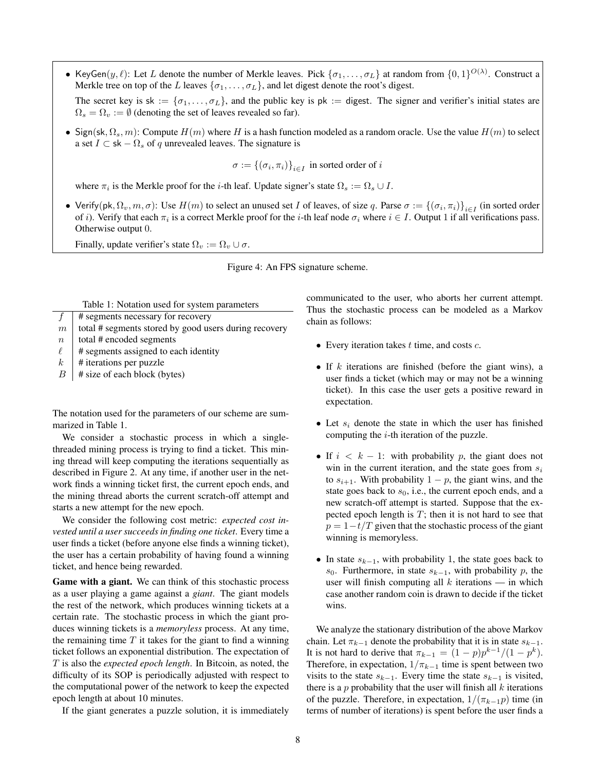- KeyGen$(y, \ell)$: Let $L$ denote the number of Merkle leaves. Pick $\{\sigma_1, \ldots, \sigma_L\}$ at random from $\{0,1\}^{O(\lambda)}$. Construct a Merkle tree on top of the $L$ leaves $\{\sigma_1, \ldots, \sigma_L\}$, and let digest denote the root's digest.

  The secret key is $\mathsf{sk} := \{\sigma_1, \ldots, \sigma_L\}$, and the public key is $\mathsf{pk} := \mathsf{digest}$. The signer and verifier's initial states are $\Omega_s = \Omega_v := \emptyset$ (denoting the set of leaves revealed so far).

- Sign$(\mathsf{sk}, \Omega_s, m)$: Compute $H(m)$ where $H$ is a hash function modeled as a random oracle. Use the value $H(m)$ to select a set $I \subset \mathsf{sk} - \Omega_s$ of $q$ unrevealed leaves. The signature is

$$\sigma := \{(\sigma_i, \pi_i)\}_{i \in I} \text{ in sorted order of } i$$

  where $\pi_i$ is the Merkle proof for the $i$-th leaf. Update signer's state $\Omega_s := \Omega_s \cup I$.

- Verify$(\mathsf{pk}, \Omega_v, m, \sigma)$: Use $H(m)$ to select an unused set $I$ of leaves, of size $q$. Parse $\sigma := \{(\sigma_i, \pi_i)\}_{i \in I}$ (in sorted order of $i$). Verify that each $\pi_i$ is a correct Merkle proof for the $i$-th leaf node $\sigma_i$ where $i \in I$. Output 1 if all verifications pass. Otherwise output 0.

  Finally, update verifier's state $\Omega_v := \Omega_v \cup \sigma$.

Figure 4: An FPS signature scheme.

Table 1: Notation used for system parameters

| | |
|---|---|
| $f$ | # segments necessary for recovery |
| $m$ | total # segments stored by good users during recovery |
| $n$ | total # encoded segments |
| $\ell$ | # segments assigned to each identity |
| $k$ | # iterations per puzzle |
| $B$ | # size of each block (bytes) |

The notation used for the parameters of our scheme are summarized in Table 1.

We consider a stochastic process in which a single-threaded mining process is trying to find a ticket. This mining thread will keep computing the iterations sequentially as described in Figure 2. At any time, if another user in the network finds a winning ticket first, the current epoch ends, and the mining thread aborts the current scratch-off attempt and starts a new attempt for the new epoch.

We consider the following cost metric: *expected cost invested until a user succeeds in finding one ticket*. Every time a user finds a ticket (before anyone else finds a winning ticket), the user has a certain probability of having found a winning ticket, and hence being rewarded.

**Game with a giant.** We can think of this stochastic process as a user playing a game against a *giant*. The giant models the rest of the network, which produces winning tickets at a certain rate. The stochastic process in which the giant produces winning tickets is a *memoryless* process. At any time, the remaining time $T$ it takes for the giant to find a winning ticket follows an exponential distribution. The expectation of $T$ is also the *expected epoch length*. In Bitcoin, as noted, the difficulty of its SOP is periodically adjusted with respect to the computational power of the network to keep the expected epoch length at about 10 minutes.

If the giant generates a puzzle solution, it is immediately communicated to the user, who aborts her current attempt. Thus the stochastic process can be modeled as a Markov chain as follows:

- Every iteration takes $t$ time, and costs $c$.
- If $k$ iterations are finished (before the giant wins), a user finds a ticket (which may or may not be a winning ticket). In this case the user gets a positive reward in expectation.
- Let $s_i$ denote the state in which the user has finished computing the $i$-th iteration of the puzzle.
- If $i < k-1$: with probability $p$, the giant does not win in the current iteration, and the state goes from $s_i$ to $s_{i+1}$. With probability $1-p$, the giant wins, and the state goes back to $s_0$, i.e., the current epoch ends, and a new scratch-off attempt is started. Suppose that the expected epoch length is $T$; then it is not hard to see that $p = 1 - t/T$ given that the stochastic process of the giant winning is memoryless.
- In state $s_{k-1}$, with probability 1, the state goes back to $s_0$. Furthermore, in state $s_{k-1}$, with probability $p$, the user will finish computing all $k$ iterations — in which case another random coin is drawn to decide if the ticket wins.

We analyze the stationary distribution of the above Markov chain. Let $\pi_{k-1}$ denote the probability that it is in state $s_{k-1}$. It is not hard to derive that $\pi_{k-1} = (1-p)p^{k-1}/(1-p^k)$. Therefore, in expectation, $1/\pi_{k-1}$ time is spent between two visits to the state $s_{k-1}$. Every time the state $s_{k-1}$ is visited, there is a $p$ probability that the user will finish all $k$ iterations of the puzzle. Therefore, in expectation, $1/(\pi_{k-1}p)$ time (in terms of number of iterations) is spent before the user finds a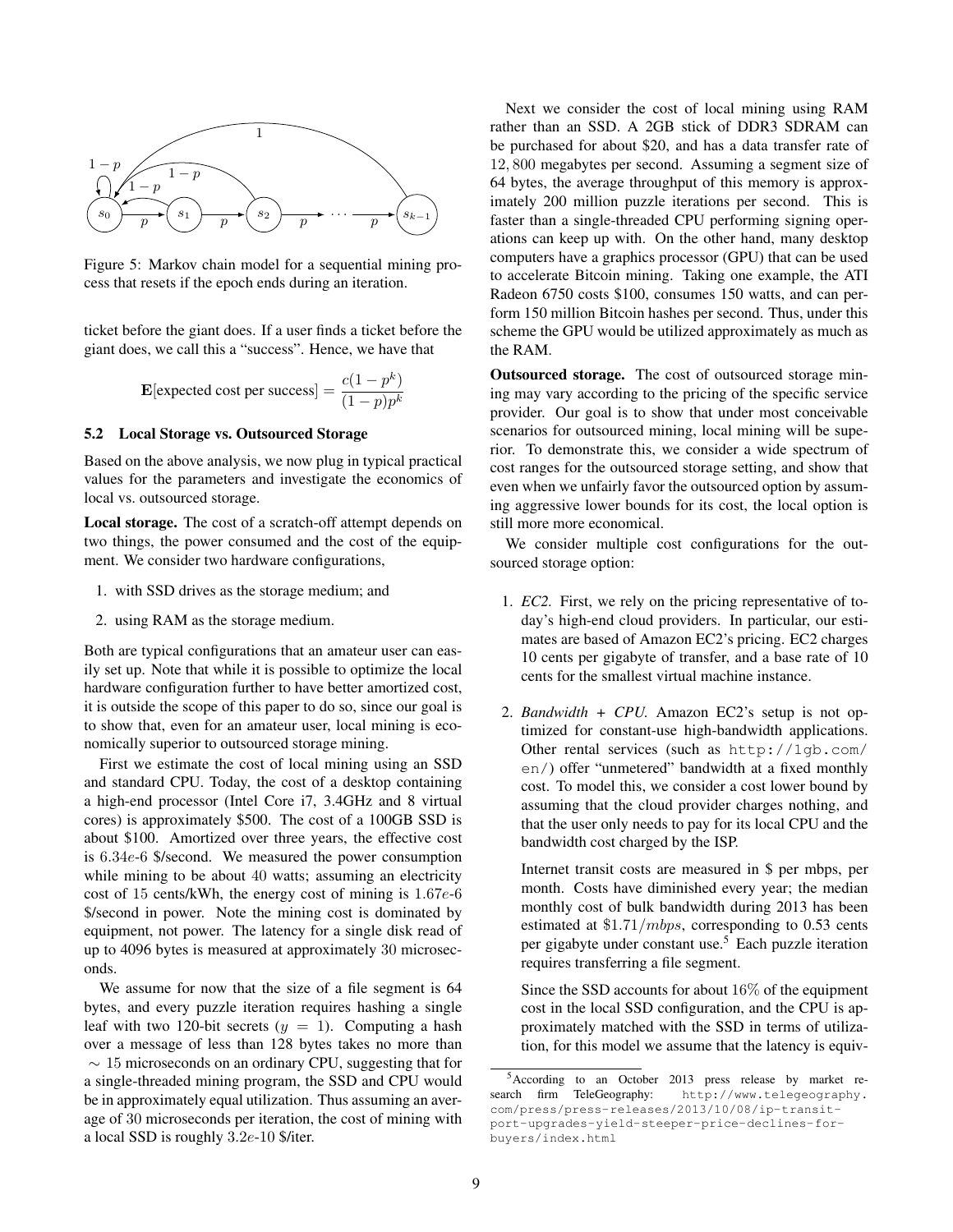Figure 5: Markov chain model for a sequential mining process that resets if the epoch ends during an iteration.

ticket before the giant does. If a user finds a ticket before the giant does, we call this a "success". Hence, we have that

$$\mathbf{E}[\text{expected cost per success}] = \frac{c(1-p^k)}{(1-p)p^k}$$

### 5.2 Local Storage vs. Outsourced Storage

Based on the above analysis, we now plug in typical practical values for the parameters and investigate the economics of local vs. outsourced storage.

**Local storage.** The cost of a scratch-off attempt depends on two things, the power consumed and the cost of the equipment. We consider two hardware configurations,

1. with SSD drives as the storage medium; and
2. using RAM as the storage medium.

Both are typical configurations that an amateur user can easily set up. Note that while it is possible to optimize the local hardware configuration further to have better amortized cost, it is outside the scope of this paper to do so, since our goal is to show that, even for an amateur user, local mining is economically superior to outsourced storage mining.

First we estimate the cost of local mining using an SSD and standard CPU. Today, the cost of a desktop containing a high-end processor (Intel Core i7, 3.4GHz and 8 virtual cores) is approximately \$500. The cost of a 100GB SSD is about \$100. Amortized over three years, the effective cost is $6.34e$-6 \$/second. We measured the power consumption while mining to be about 40 watts; assuming an electricity cost of 15 cents/kWh, the energy cost of mining is $1.67e$-6 \$/second in power. Note the mining cost is dominated by equipment, not power. The latency for a single disk read of up to 4096 bytes is measured at approximately 30 microseconds.

We assume for now that the size of a file segment is 64 bytes, and every puzzle iteration requires hashing a single leaf with two 120-bit secrets ($y = 1$). Computing a hash over a message of less than 128 bytes takes no more than $\sim 15$ microseconds on an ordinary CPU, suggesting that for a single-threaded mining program, the SSD and CPU would be in approximately equal utilization. Thus assuming an average of 30 microseconds per iteration, the cost of mining with a local SSD is roughly $3.2e$-10 \$/iter.

Next we consider the cost of local mining using RAM rather than an SSD. A 2GB stick of DDR3 SDRAM can be purchased for about \$20, and has a data transfer rate of 12,800 megabytes per second. Assuming a segment size of 64 bytes, the average throughput of this memory is approximately 200 million puzzle iterations per second. This is faster than a single-threaded CPU performing signing operations can keep up with. On the other hand, many desktop computers have a graphics processor (GPU) that can be used to accelerate Bitcoin mining. Taking one example, the ATI Radeon 6750 costs \$100, consumes 150 watts, and can perform 150 million Bitcoin hashes per second. Thus, under this scheme the GPU would be utilized approximately as much as the RAM.

**Outsourced storage.** The cost of outsourced storage mining may vary according to the pricing of the specific service provider. Our goal is to show that under most conceivable scenarios for outsourced mining, local mining will be superior. To demonstrate this, we consider a wide spectrum of cost ranges for the outsourced storage setting, and show that even when we unfairly favor the outsourced option by assuming aggressive lower bounds for its cost, the local option is still more more economical.

We consider multiple cost configurations for the outsourced storage option:

1. *EC2.* First, we rely on the pricing representative of today's high-end cloud providers. In particular, our estimates are based of Amazon EC2's pricing. EC2 charges 10 cents per gigabyte of transfer, and a base rate of 10 cents for the smallest virtual machine instance.

2. *Bandwidth + CPU.* Amazon EC2's setup is not optimized for constant-use high-bandwidth applications. Other rental services (such as `http://1gb.com/en/`) offer "unmetered" bandwidth at a fixed monthly cost. To model this, we consider a cost lower bound by assuming that the cloud provider charges nothing, and that the user only needs to pay for its local CPU and the bandwidth cost charged by the ISP.

   Internet transit costs are measured in \$ per mbps, per month. Costs have diminished every year; the median monthly cost of bulk bandwidth during 2013 has been estimated at \$1.71/$mbps$, corresponding to 0.53 cents per gigabyte under constant use.[5] Each puzzle iteration requires transferring a file segment.

   Since the SSD accounts for about 16% of the equipment cost in the local SSD configuration, and the CPU is approximately matched with the SSD in terms of utilization, for this model we assume that the latency is equiv-

[5] According to an October 2013 press release by market research firm TeleGeography: `http://www.telegeography.com/press/press-releases/2013/10/08/ip-transit-port-upgrades-yield-steeper-price-declines-for-buyers/index.html`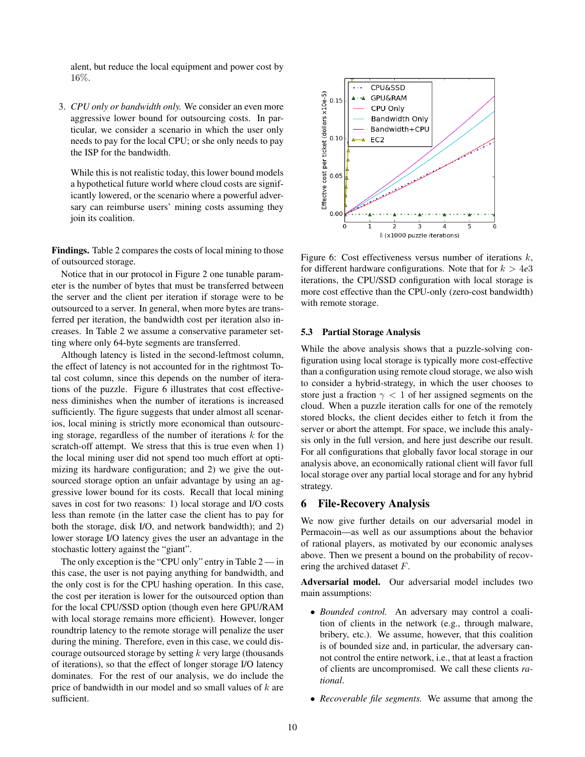alent, but reduce the local equipment and power cost by 16%.

3. *CPU only or bandwidth only.* We consider an even more aggressive lower bound for outsourcing costs. In particular, we consider a scenario in which the user only needs to pay for the local CPU; or she only needs to pay the ISP for the bandwidth.

   While this is not realistic today, this lower bound models a hypothetical future world where cloud costs are significantly lowered, or the scenario where a powerful adversary can reimburse users' mining costs assuming they join its coalition.

**Findings.** Table 2 compares the costs of local mining to those of outsourced storage.

Notice that in our protocol in Figure 2 one tunable parameter is the number of bytes that must be transferred between the server and the client per iteration if storage were to be outsourced to a server. In general, when more bytes are transferred per iteration, the bandwidth cost per iteration also increases. In Table 2 we assume a conservative parameter setting where only 64-byte segments are transferred.

Although latency is listed in the second-leftmost column, the effect of latency is not accounted for in the rightmost Total cost column, since this depends on the number of iterations of the puzzle. Figure 6 illustrates that cost effectiveness diminishes when the number of iterations is increased sufficiently. The figure suggests that under almost all scenarios, local mining is strictly more economical than outsourcing storage, regardless of the number of iterations $k$ for the scratch-off attempt. We stress that this is true even when 1) the local mining user did not spend too much effort at optimizing its hardware configuration; and 2) we give the outsourced storage option an unfair advantage by using an aggressive lower bound for its costs. Recall that local mining saves in cost for two reasons: 1) local storage and I/O costs less than remote (in the latter case the client has to pay for both the storage, disk I/O, and network bandwidth); and 2) lower storage I/O latency gives the user an advantage in the stochastic lottery against the "giant".

The only exception is the "CPU only" entry in Table 2 — in this case, the user is not paying anything for bandwidth, and the only cost is for the CPU hashing operation. In this case, the cost per iteration is lower for the outsourced option than for the local CPU/SSD option (though even here GPU/RAM with local storage remains more efficient). However, longer roundtrip latency to the remote storage will penalize the user during the mining. Therefore, even in this case, we could discourage outsourced storage by setting $k$ very large (thousands of iterations), so that the effect of longer storage I/O latency dominates. For the rest of our analysis, we do include the price of bandwidth in our model and so small values of $k$ are sufficient.

Figure 6: Cost effectiveness versus number of iterations $k$, for different hardware configurations. Note that for $k > 4e3$ iterations, the CPU/SSD configuration with local storage is more cost effective than the CPU-only (zero-cost bandwidth) with remote storage.

### 5.3 Partial Storage Analysis

While the above analysis shows that a puzzle-solving configuration using local storage is typically more cost-effective than a configuration using remote cloud storage, we also wish to consider a hybrid-strategy, in which the user chooses to store just a fraction $\gamma < 1$ of her assigned segments on the cloud. When a puzzle iteration calls for one of the remotely stored blocks, the client decides either to fetch it from the server or abort the attempt. For space, we include this analysis only in the full version, and here just describe our result. For all configurations that globally favor local storage in our analysis above, an economically rational client will favor full local storage over any partial local storage and for any hybrid strategy.

## 6 File-Recovery Analysis

We now give further details on our adversarial model in Permacoin—as well as our assumptions about the behavior of rational players, as motivated by our economic analyses above. Then we present a bound on the probability of recovering the archived dataset $F$.

**Adversarial model.** Our adversarial model includes two main assumptions:

- *Bounded control.* An adversary may control a coalition of clients in the network (e.g., through malware, bribery, etc.). We assume, however, that this coalition is of bounded size and, in particular, the adversary cannot control the entire network, i.e., that at least a fraction of clients are uncompromised. We call these clients *rational*.
- *Recoverable file segments.* We assume that among the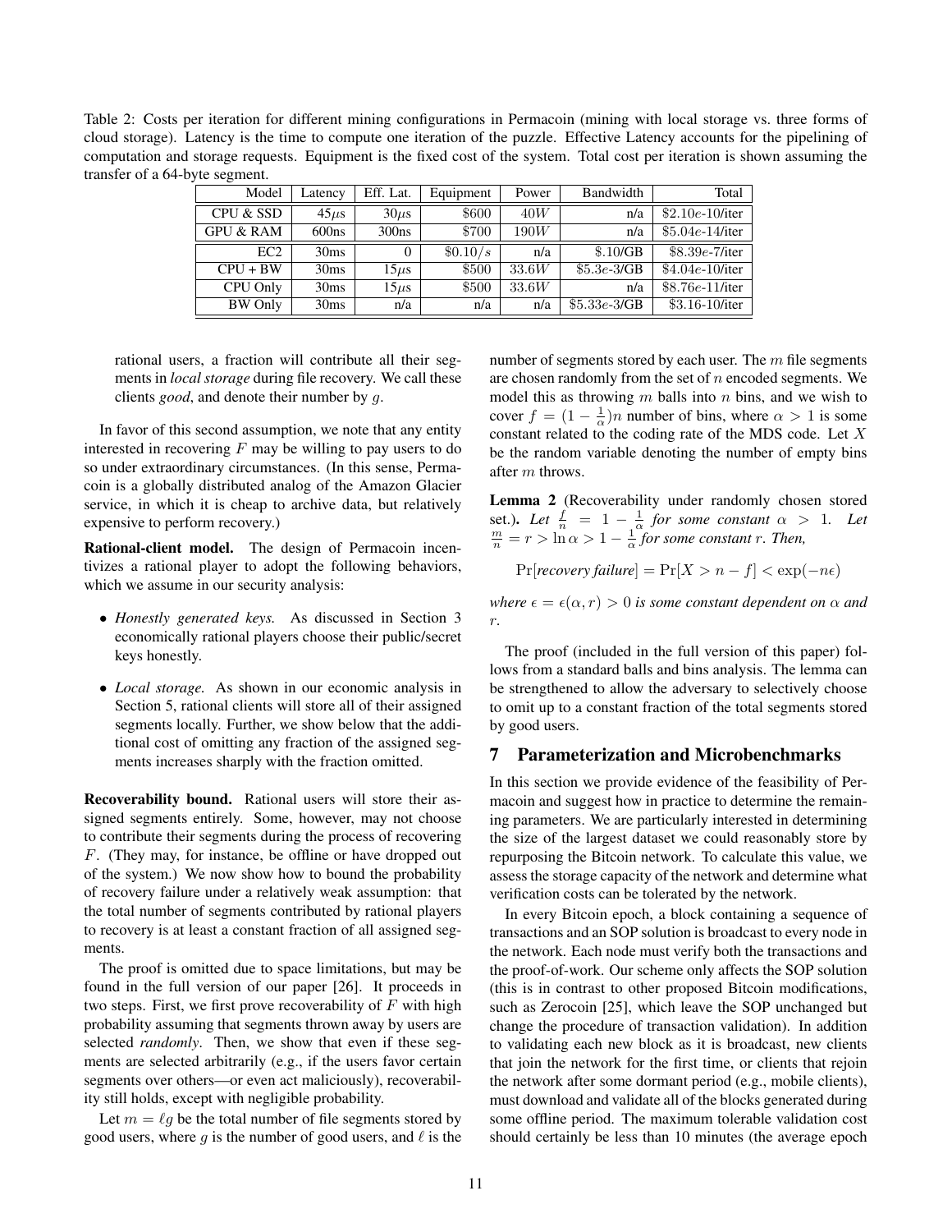Table 2: Costs per iteration for different mining configurations in Permacoin (mining with local storage vs. three forms of cloud storage). Latency is the time to compute one iteration of the puzzle. Effective Latency accounts for the pipelining of computation and storage requests. Equipment is the fixed cost of the system. Total cost per iteration is shown assuming the transfer of a 64-byte segment.

| Model | Latency | Eff. Lat. | Equipment | Power | Bandwidth | Total |
|---|---|---|---|---|---|---|
| CPU & SSD | $45\mu$s | $30\mu$s | \$600 | $40W$ | n/a | \$2.10$e$-10/iter |
| GPU & RAM | 600ns | 300ns | \$700 | $190W$ | n/a | \$5.04$e$-14/iter |
| EC2 | 30ms | 0 | $\$0.10/s$ | n/a | \$.10/GB | \$8.39$e$-7/iter |
| CPU + BW | 30ms | $15\mu$s | \$500 | $33.6W$ | \$5.3$e$-3/GB | \$4.04$e$-10/iter |
| CPU Only | 30ms | $15\mu$s | \$500 | $33.6W$ | n/a | \$8.76$e$-11/iter |
| BW Only | 30ms | n/a | n/a | n/a | \$5.33$e$-3/GB | \$3.16-10/iter |

rational users, a fraction will contribute all their segments in *local storage* during file recovery. We call these clients *good*, and denote their number by $g$.

In favor of this second assumption, we note that any entity interested in recovering $F$ may be willing to pay users to do so under extraordinary circumstances. (In this sense, Permacoin is a globally distributed analog of the Amazon Glacier service, in which it is cheap to archive data, but relatively expensive to perform recovery.)

**Rational-client model.** The design of Permacoin incentivizes a rational player to adopt the following behaviors, which we assume in our security analysis:

- *Honestly generated keys.* As discussed in Section 3 economically rational players choose their public/secret keys honestly.
- *Local storage.* As shown in our economic analysis in Section 5, rational clients will store all of their assigned segments locally. Further, we show below that the additional cost of omitting any fraction of the assigned segments increases sharply with the fraction omitted.

**Recoverability bound.** Rational users will store their assigned segments entirely. Some, however, may not choose to contribute their segments during the process of recovering $F$. (They may, for instance, be offline or have dropped out of the system.) We now show how to bound the probability of recovery failure under a relatively weak assumption: that the total number of segments contributed by rational players to recovery is at least a constant fraction of all assigned segments.

The proof is omitted due to space limitations, but may be found in the full version of our paper [26]. It proceeds in two steps. First, we first prove recoverability of $F$ with high probability assuming that segments thrown away by users are selected *randomly*. Then, we show that even if these segments are selected arbitrarily (e.g., if the users favor certain segments over others—or even act maliciously), recoverability still holds, except with negligible probability.

Let $m = \ell g$ be the total number of file segments stored by good users, where $g$ is the number of good users, and $\ell$ is the number of segments stored by each user. The $m$ file segments are chosen randomly from the set of $n$ encoded segments. We model this as throwing $m$ balls into $n$ bins, and we wish to cover $f = (1 - \frac{1}{\alpha})n$ number of bins, where $\alpha > 1$ is some constant related to the coding rate of the MDS code. Let $X$ be the random variable denoting the number of empty bins after $m$ throws.

**Lemma 2** (Recoverability under randomly chosen stored set.)**.** *Let $\frac{f}{n} = 1 - \frac{1}{\alpha}$ for some constant $\alpha > 1$. Let $\frac{m}{n} = r > \ln \alpha > 1 - \frac{1}{\alpha}$ for some constant $r$. Then,*

$$\Pr[\textit{recovery failure}] = \Pr[X > n - f] < \exp(-n\epsilon)$$

*where $\epsilon = \epsilon(\alpha, r) > 0$ is some constant dependent on $\alpha$ and $r$.*

The proof (included in the full version of this paper) follows from a standard balls and bins analysis. The lemma can be strengthened to allow the adversary to selectively choose to omit up to a constant fraction of the total segments stored by good users.

## 7 Parameterization and Microbenchmarks

In this section we provide evidence of the feasibility of Permacoin and suggest how in practice to determine the remaining parameters. We are particularly interested in determining the size of the largest dataset we could reasonably store by repurposing the Bitcoin network. To calculate this value, we assess the storage capacity of the network and determine what verification costs can be tolerated by the network.

In every Bitcoin epoch, a block containing a sequence of transactions and an SOP solution is broadcast to every node in the network. Each node must verify both the transactions and the proof-of-work. Our scheme only affects the SOP solution (this is in contrast to other proposed Bitcoin modifications, such as Zerocoin [25], which leave the SOP unchanged but change the procedure of transaction validation). In addition to validating each new block as it is broadcast, new clients that join the network for the first time, or clients that rejoin the network after some dormant period (e.g., mobile clients), must download and validate all of the blocks generated during some offline period. The maximum tolerable validation cost should certainly be less than 10 minutes (the average epoch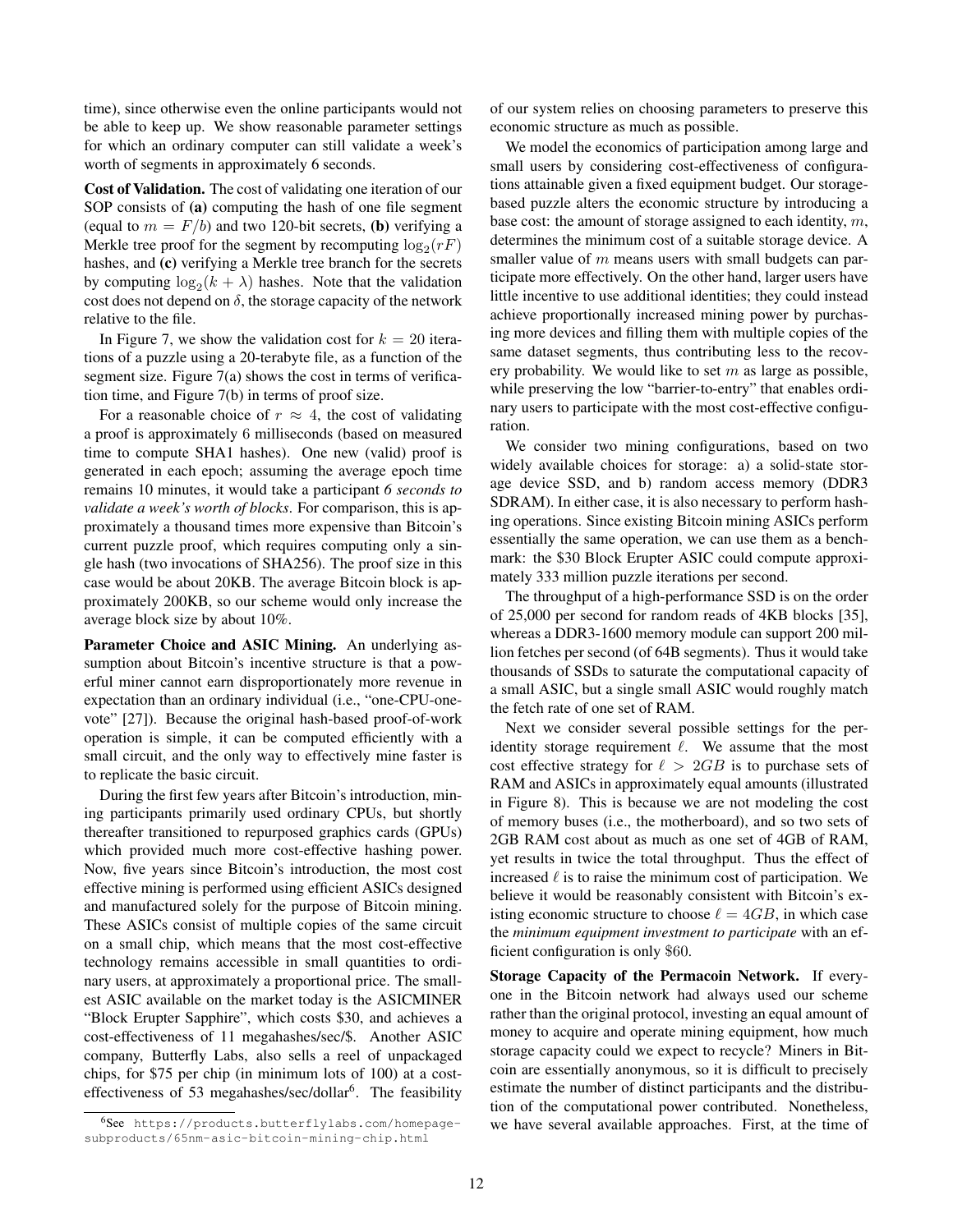time), since otherwise even the online participants would not be able to keep up. We show reasonable parameter settings for which an ordinary computer can still validate a week's worth of segments in approximately 6 seconds.

**Cost of Validation.** The cost of validating one iteration of our SOP consists of **(a)** computing the hash of one file segment (equal to $m = F/b$) and two 120-bit secrets, **(b)** verifying a Merkle tree proof for the segment by recomputing $\log_2(rF)$ hashes, and **(c)** verifying a Merkle tree branch for the secrets by computing $\log_2(k + \lambda)$ hashes. Note that the validation cost does not depend on $\delta$, the storage capacity of the network relative to the file.

In Figure 7, we show the validation cost for $k = 20$ iterations of a puzzle using a 20-terabyte file, as a function of the segment size. Figure 7(a) shows the cost in terms of verification time, and Figure 7(b) in terms of proof size.

For a reasonable choice of $r \approx 4$, the cost of validating a proof is approximately 6 milliseconds (based on measured time to compute SHA1 hashes). One new (valid) proof is generated in each epoch; assuming the average epoch time remains 10 minutes, it would take a participant *6 seconds to validate a week's worth of blocks*. For comparison, this is approximately a thousand times more expensive than Bitcoin's current puzzle proof, which requires computing only a single hash (two invocations of SHA256). The proof size in this case would be about 20KB. The average Bitcoin block is approximately 200KB, so our scheme would only increase the average block size by about 10%.

**Parameter Choice and ASIC Mining.** An underlying assumption about Bitcoin's incentive structure is that a powerful miner cannot earn disproportionately more revenue in expectation than an ordinary individual (i.e., "one-CPU-one-vote" [27]). Because the original hash-based proof-of-work operation is simple, it can be computed efficiently with a small circuit, and the only way to effectively mine faster is to replicate the basic circuit.

During the first few years after Bitcoin's introduction, mining participants primarily used ordinary CPUs, but shortly thereafter transitioned to repurposed graphics cards (GPUs) which provided much more cost-effective hashing power. Now, five years since Bitcoin's introduction, the most cost effective mining is performed using efficient ASICs designed and manufactured solely for the purpose of Bitcoin mining. These ASICs consist of multiple copies of the same circuit on a small chip, which means that the most cost-effective technology remains accessible in small quantities to ordinary users, at approximately a proportional price. The smallest ASIC available on the market today is the ASICMINER "Block Erupter Sapphire", which costs \$30, and achieves a cost-effectiveness of 11 megahashes/sec/\$. Another ASIC company, Butterfly Labs, also sells a reel of unpackaged chips, for \$75 per chip (in minimum lots of 100) at a cost-effectiveness of 53 megahashes/sec/dollar[6]. The feasibility of our system relies on choosing parameters to preserve this economic structure as much as possible.

We model the economics of participation among large and small users by considering cost-effectiveness of configurations attainable given a fixed equipment budget. Our storage-based puzzle alters the economic structure by introducing a base cost: the amount of storage assigned to each identity, $m$, determines the minimum cost of a suitable storage device. A smaller value of $m$ means users with small budgets can participate more effectively. On the other hand, larger users have little incentive to use additional identities; they could instead achieve proportionally increased mining power by purchasing more devices and filling them with multiple copies of the same dataset segments, thus contributing less to the recovery probability. We would like to set $m$ as large as possible, while preserving the low "barrier-to-entry" that enables ordinary users to participate with the most cost-effective configuration.

We consider two mining configurations, based on two widely available choices for storage: a) a solid-state storage device SSD, and b) random access memory (DDR3 SDRAM). In either case, it is also necessary to perform hashing operations. Since existing Bitcoin mining ASICs perform essentially the same operation, we can use them as a benchmark: the \$30 Block Erupter ASIC could compute approximately 333 million puzzle iterations per second.

The throughput of a high-performance SSD is on the order of 25,000 per second for random reads of 4KB blocks [35], whereas a DDR3-1600 memory module can support 200 million fetches per second (of 64B segments). Thus it would take thousands of SSDs to saturate the computational capacity of a small ASIC, but a single small ASIC would roughly match the fetch rate of one set of RAM.

Next we consider several possible settings for the per-identity storage requirement $\ell$. We assume that the most cost effective strategy for $\ell > 2GB$ is to purchase sets of RAM and ASICs in approximately equal amounts (illustrated in Figure 8). This is because we are not modeling the cost of memory buses (i.e., the motherboard), and so two sets of 2GB RAM cost about as much as one set of 4GB of RAM, yet results in twice the total throughput. Thus the effect of increased $\ell$ is to raise the minimum cost of participation. We believe it would be reasonably consistent with Bitcoin's existing economic structure to choose $\ell = 4GB$, in which case the *minimum equipment investment to participate* with an efficient configuration is only \$60.

**Storage Capacity of the Permacoin Network.** If everyone in the Bitcoin network had always used our scheme rather than the original protocol, investing an equal amount of money to acquire and operate mining equipment, how much storage capacity could we expect to recycle? Miners in Bitcoin are essentially anonymous, so it is difficult to precisely estimate the number of distinct participants and the distribution of the computational power contributed. Nonetheless, we have several available approaches. First, at the time of

[6]See https://products.butterflylabs.com/homepage-subproducts/65nm-asic-bitcoin-mining-chip.html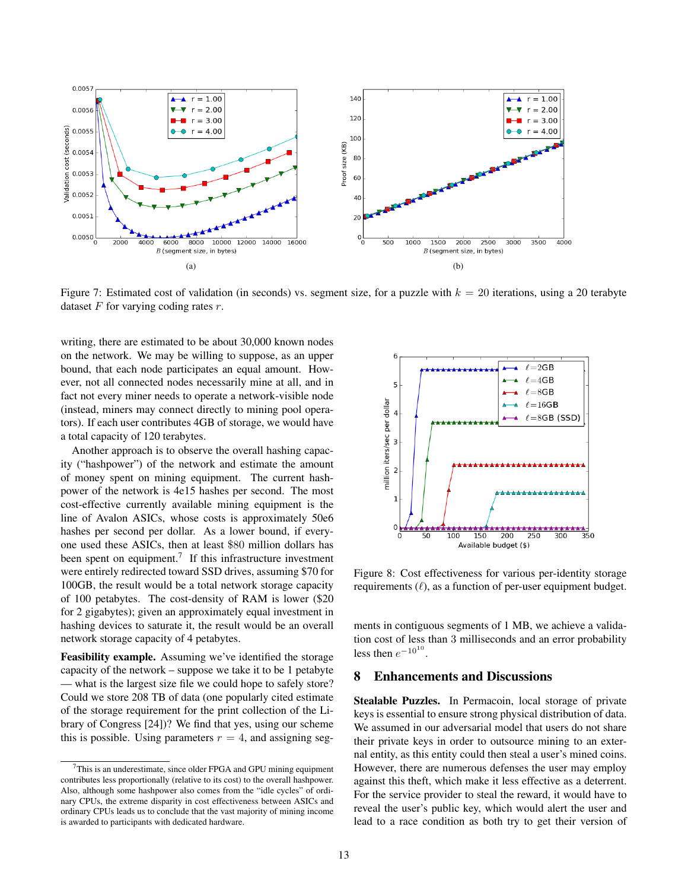Figure 7: Estimated cost of validation (in seconds) vs. segment size, for a puzzle with $k = 20$ iterations, using a 20 terabyte dataset $F$ for varying coding rates $r$.

writing, there are estimated to be about 30,000 known nodes on the network. We may be willing to suppose, as an upper bound, that each node participates an equal amount. However, not all connected nodes necessarily mine at all, and in fact not every miner needs to operate a network-visible node (instead, miners may connect directly to mining pool operators). If each user contributes 4GB of storage, we would have a total capacity of 120 terabytes.

Another approach is to observe the overall hashing capacity ("hashpower") of the network and estimate the amount of money spent on mining equipment. The current hashpower of the network is 4e15 hashes per second. The most cost-effective currently available mining equipment is the line of Avalon ASICs, whose costs is approximately 50e6 hashes per second per dollar. As a lower bound, if everyone used these ASICs, then at least \$80 million dollars has been spent on equipment.[7] If this infrastructure investment were entirely redirected toward SSD drives, assuming \$70 for 100GB, the result would be a total network storage capacity of 100 petabytes. The cost-density of RAM is lower (\$20 for 2 gigabytes); given an approximately equal investment in hashing devices to saturate it, the result would be an overall network storage capacity of 4 petabytes.

**Feasibility example.** Assuming we've identified the storage capacity of the network – suppose we take it to be 1 petabyte — what is the largest size file we could hope to safely store? Could we store 208 TB of data (one popularly cited estimate of the storage requirement for the print collection of the Library of Congress [24])? We find that yes, using our scheme this is possible. Using parameters $r = 4$, and assigning segments in contiguous segments of 1 MB, we achieve a validation cost of less than 3 milliseconds and an error probability less then $e^{-10^{10}}$.

[7] This is an underestimate, since older FPGA and GPU mining equipment contributes less proportionally (relative to its cost) to the overall hashpower. Also, although some hashpower also comes from the "idle cycles" of ordinary CPUs, the extreme disparity in cost effectiveness between ASICs and ordinary CPUs leads us to conclude that the vast majority of mining income is awarded to participants with dedicated hardware.

Figure 8: Cost effectiveness for various per-identity storage requirements ($\ell$), as a function of per-user equipment budget.

## 8 Enhancements and Discussions

**Stealable Puzzles.** In Permacoin, local storage of private keys is essential to ensure strong physical distribution of data. We assumed in our adversarial model that users do not share their private keys in order to outsource mining to an external entity, as this entity could then steal a user's mined coins. However, there are numerous defenses the user may employ against this theft, which make it less effective as a deterrent. For the service provider to steal the reward, it would have to reveal the user's public key, which would alert the user and lead to a race condition as both try to get their version of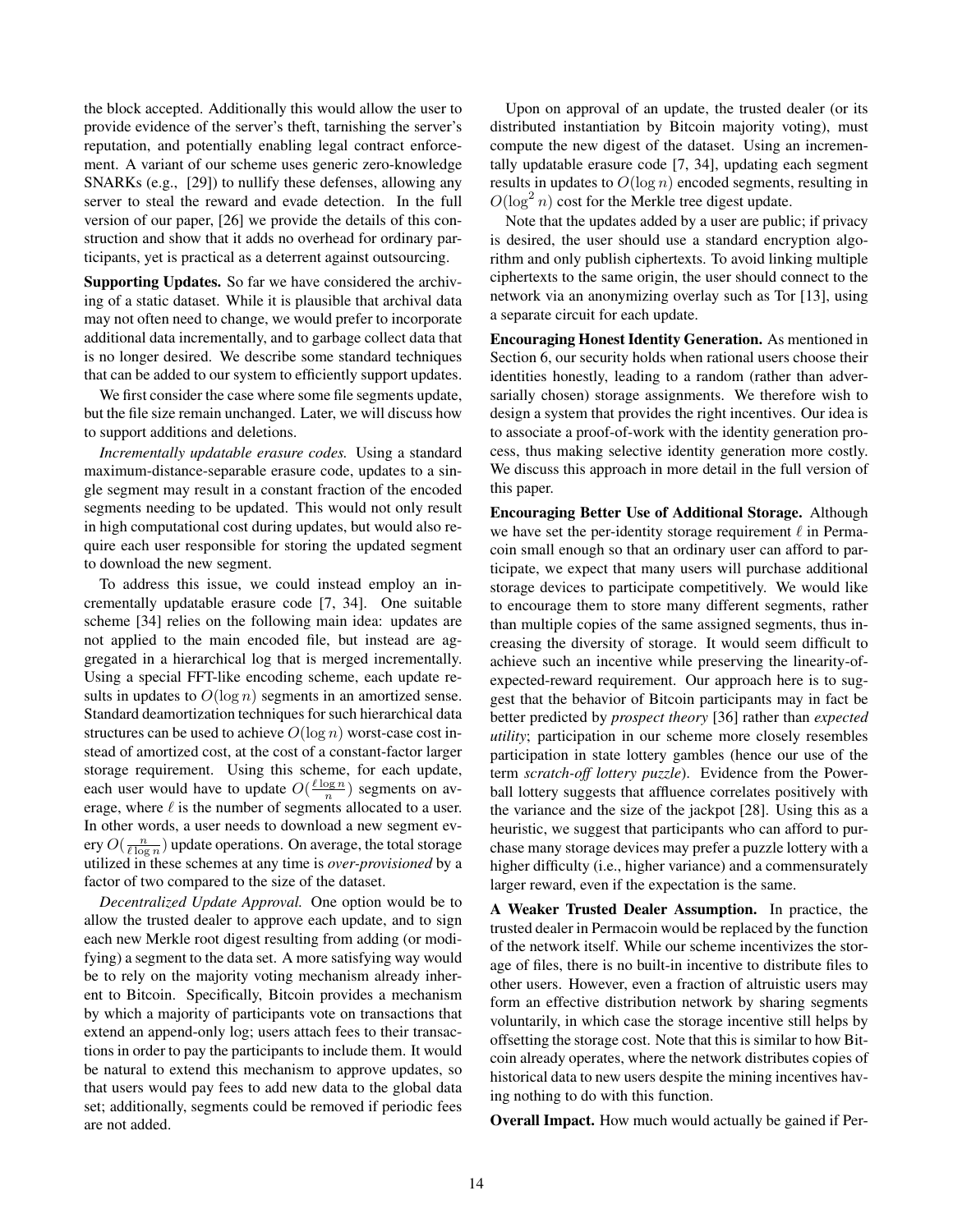the block accepted. Additionally this would allow the user to provide evidence of the server's theft, tarnishing the server's reputation, and potentially enabling legal contract enforcement. A variant of our scheme uses generic zero-knowledge SNARKs (e.g., [29]) to nullify these defenses, allowing any server to steal the reward and evade detection. In the full version of our paper, [26] we provide the details of this construction and show that it adds no overhead for ordinary participants, yet is practical as a deterrent against outsourcing.

**Supporting Updates.** So far we have considered the archiving of a static dataset. While it is plausible that archival data may not often need to change, we would prefer to incorporate additional data incrementally, and to garbage collect data that is no longer desired. We describe some standard techniques that can be added to our system to efficiently support updates.

We first consider the case where some file segments update, but the file size remain unchanged. Later, we will discuss how to support additions and deletions.

*Incrementally updatable erasure codes.* Using a standard maximum-distance-separable erasure code, updates to a single segment may result in a constant fraction of the encoded segments needing to be updated. This would not only result in high computational cost during updates, but would also require each user responsible for storing the updated segment to download the new segment.

To address this issue, we could instead employ an incrementally updatable erasure code [7, 34]. One suitable scheme [34] relies on the following main idea: updates are not applied to the main encoded file, but instead are aggregated in a hierarchical log that is merged incrementally. Using a special FFT-like encoding scheme, each update results in updates to $O(\log n)$ segments in an amortized sense. Standard deamortization techniques for such hierarchical data structures can be used to achieve $O(\log n)$ worst-case cost instead of amortized cost, at the cost of a constant-factor larger storage requirement. Using this scheme, for each update, each user would have to update $O(\frac{\ell \log n}{n})$ segments on average, where $\ell$ is the number of segments allocated to a user. In other words, a user needs to download a new segment every $O(\frac{n}{\ell \log n})$ update operations. On average, the total storage utilized in these schemes at any time is *over-provisioned* by a factor of two compared to the size of the dataset.

*Decentralized Update Approval.* One option would be to allow the trusted dealer to approve each update, and to sign each new Merkle root digest resulting from adding (or modifying) a segment to the data set. A more satisfying way would be to rely on the majority voting mechanism already inherent to Bitcoin. Specifically, Bitcoin provides a mechanism by which a majority of participants vote on transactions that extend an append-only log; users attach fees to their transactions in order to pay the participants to include them. It would be natural to extend this mechanism to approve updates, so that users would pay fees to add new data to the global data set; additionally, segments could be removed if periodic fees are not added.

Upon on approval of an update, the trusted dealer (or its distributed instantiation by Bitcoin majority voting), must compute the new digest of the dataset. Using an incrementally updatable erasure code [7, 34], updating each segment results in updates to $O(\log n)$ encoded segments, resulting in $O(\log^2 n)$ cost for the Merkle tree digest update.

Note that the updates added by a user are public; if privacy is desired, the user should use a standard encryption algorithm and only publish ciphertexts. To avoid linking multiple ciphertexts to the same origin, the user should connect to the network via an anonymizing overlay such as Tor [13], using a separate circuit for each update.

**Encouraging Honest Identity Generation.** As mentioned in Section 6, our security holds when rational users choose their identities honestly, leading to a random (rather than adversarially chosen) storage assignments. We therefore wish to design a system that provides the right incentives. Our idea is to associate a proof-of-work with the identity generation process, thus making selective identity generation more costly. We discuss this approach in more detail in the full version of this paper.

**Encouraging Better Use of Additional Storage.** Although we have set the per-identity storage requirement $\ell$ in Permacoin small enough so that an ordinary user can afford to participate, we expect that many users will purchase additional storage devices to participate competitively. We would like to encourage them to store many different segments, rather than multiple copies of the same assigned segments, thus increasing the diversity of storage. It would seem difficult to achieve such an incentive while preserving the linearity-of-expected-reward requirement. Our approach here is to suggest that the behavior of Bitcoin participants may in fact be better predicted by *prospect theory* [36] rather than *expected utility*; participation in our scheme more closely resembles participation in state lottery gambles (hence our use of the term *scratch-off lottery puzzle*). Evidence from the Powerball lottery suggests that affluence correlates positively with the variance and the size of the jackpot [28]. Using this as a heuristic, we suggest that participants who can afford to purchase many storage devices may prefer a puzzle lottery with a higher difficulty (i.e., higher variance) and a commensurately larger reward, even if the expectation is the same.

**A Weaker Trusted Dealer Assumption.** In practice, the trusted dealer in Permacoin would be replaced by the function of the network itself. While our scheme incentivizes the storage of files, there is no built-in incentive to distribute files to other users. However, even a fraction of altruistic users may form an effective distribution network by sharing segments voluntarily, in which case the storage incentive still helps by offsetting the storage cost. Note that this is similar to how Bitcoin already operates, where the network distributes copies of historical data to new users despite the mining incentives having nothing to do with this function.

**Overall Impact.** How much would actually be gained if Per-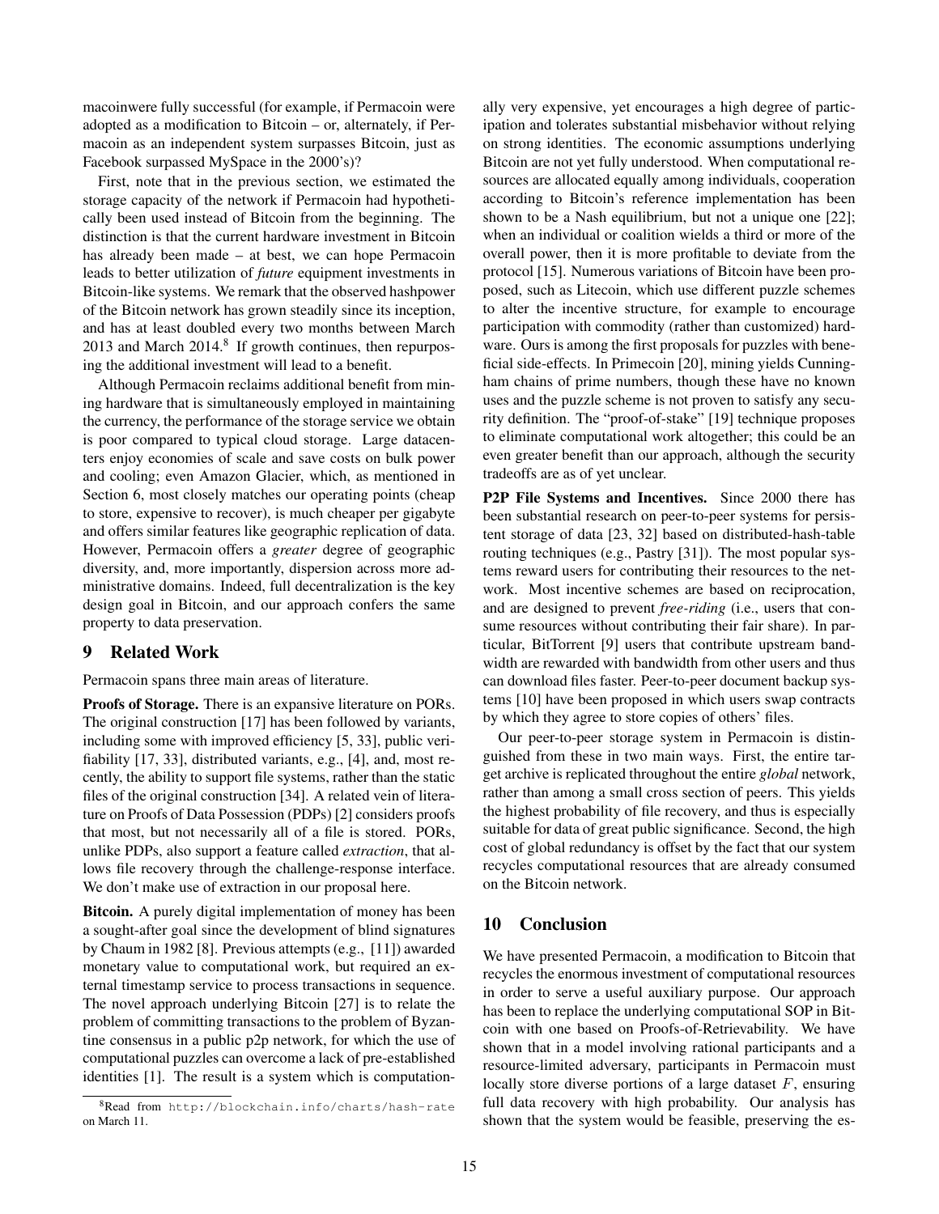macoinwere fully successful (for example, if Permacoin were adopted as a modification to Bitcoin – or, alternately, if Permacoin as an independent system surpasses Bitcoin, just as Facebook surpassed MySpace in the 2000's)?

First, note that in the previous section, we estimated the storage capacity of the network if Permacoin had hypothetically been used instead of Bitcoin from the beginning. The distinction is that the current hardware investment in Bitcoin has already been made – at best, we can hope Permacoin leads to better utilization of *future* equipment investments in Bitcoin-like systems. We remark that the observed hashpower of the Bitcoin network has grown steadily since its inception, and has at least doubled every two months between March 2013 and March 2014.[8] If growth continues, then repurposing the additional investment will lead to a benefit.

Although Permacoin reclaims additional benefit from mining hardware that is simultaneously employed in maintaining the currency, the performance of the storage service we obtain is poor compared to typical cloud storage. Large datacenters enjoy economies of scale and save costs on bulk power and cooling; even Amazon Glacier, which, as mentioned in Section 6, most closely matches our operating points (cheap to store, expensive to recover), is much cheaper per gigabyte and offers similar features like geographic replication of data. However, Permacoin offers a *greater* degree of geographic diversity, and, more importantly, dispersion across more administrative domains. Indeed, full decentralization is the key design goal in Bitcoin, and our approach confers the same property to data preservation.

## 9 Related Work

Permacoin spans three main areas of literature.

**Proofs of Storage.** There is an expansive literature on PORs. The original construction [17] has been followed by variants, including some with improved efficiency [5, 33], public verifiability [17, 33], distributed variants, e.g., [4], and, most recently, the ability to support file systems, rather than the static files of the original construction [34]. A related vein of literature on Proofs of Data Possession (PDPs) [2] considers proofs that most, but not necessarily all of a file is stored. PORs, unlike PDPs, also support a feature called *extraction*, that allows file recovery through the challenge-response interface. We don't make use of extraction in our proposal here.

**Bitcoin.** A purely digital implementation of money has been a sought-after goal since the development of blind signatures by Chaum in 1982 [8]. Previous attempts (e.g., [11]) awarded monetary value to computational work, but required an external timestamp service to process transactions in sequence. The novel approach underlying Bitcoin [27] is to relate the problem of committing transactions to the problem of Byzantine consensus in a public p2p network, for which the use of computational puzzles can overcome a lack of pre-established identities [1]. The result is a system which is computationally very expensive, yet encourages a high degree of participation and tolerates substantial misbehavior without relying on strong identities. The economic assumptions underlying Bitcoin are not yet fully understood. When computational resources are allocated equally among individuals, cooperation according to Bitcoin's reference implementation has been shown to be a Nash equilibrium, but not a unique one [22]; when an individual or coalition wields a third or more of the overall power, then it is more profitable to deviate from the protocol [15]. Numerous variations of Bitcoin have been proposed, such as Litecoin, which use different puzzle schemes to alter the incentive structure, for example to encourage participation with commodity (rather than customized) hardware. Ours is among the first proposals for puzzles with beneficial side-effects. In Primecoin [20], mining yields Cunningham chains of prime numbers, though these have no known uses and the puzzle scheme is not proven to satisfy any security definition. The "proof-of-stake" [19] technique proposes to eliminate computational work altogether; this could be an even greater benefit than our approach, although the security tradeoffs are as of yet unclear.

**P2P File Systems and Incentives.** Since 2000 there has been substantial research on peer-to-peer systems for persistent storage of data [23, 32] based on distributed-hash-table routing techniques (e.g., Pastry [31]). The most popular systems reward users for contributing their resources to the network. Most incentive schemes are based on reciprocation, and are designed to prevent *free-riding* (i.e., users that consume resources without contributing their fair share). In particular, BitTorrent [9] users that contribute upstream bandwidth are rewarded with bandwidth from other users and thus can download files faster. Peer-to-peer document backup systems [10] have been proposed in which users swap contracts by which they agree to store copies of others' files.

Our peer-to-peer storage system in Permacoin is distinguished from these in two main ways. First, the entire target archive is replicated throughout the entire *global* network, rather than among a small cross section of peers. This yields the highest probability of file recovery, and thus is especially suitable for data of great public significance. Second, the high cost of global redundancy is offset by the fact that our system recycles computational resources that are already consumed on the Bitcoin network.

## 10 Conclusion

We have presented Permacoin, a modification to Bitcoin that recycles the enormous investment of computational resources in order to serve a useful auxiliary purpose. Our approach has been to replace the underlying computational SOP in Bitcoin with one based on Proofs-of-Retrievability. We have shown that in a model involving rational participants and a resource-limited adversary, participants in Permacoin must locally store diverse portions of a large dataset $F$, ensuring full data recovery with high probability. Our analysis has shown that the system would be feasible, preserving the es-

[8] Read from http://blockchain.info/charts/hash-rate on March 11.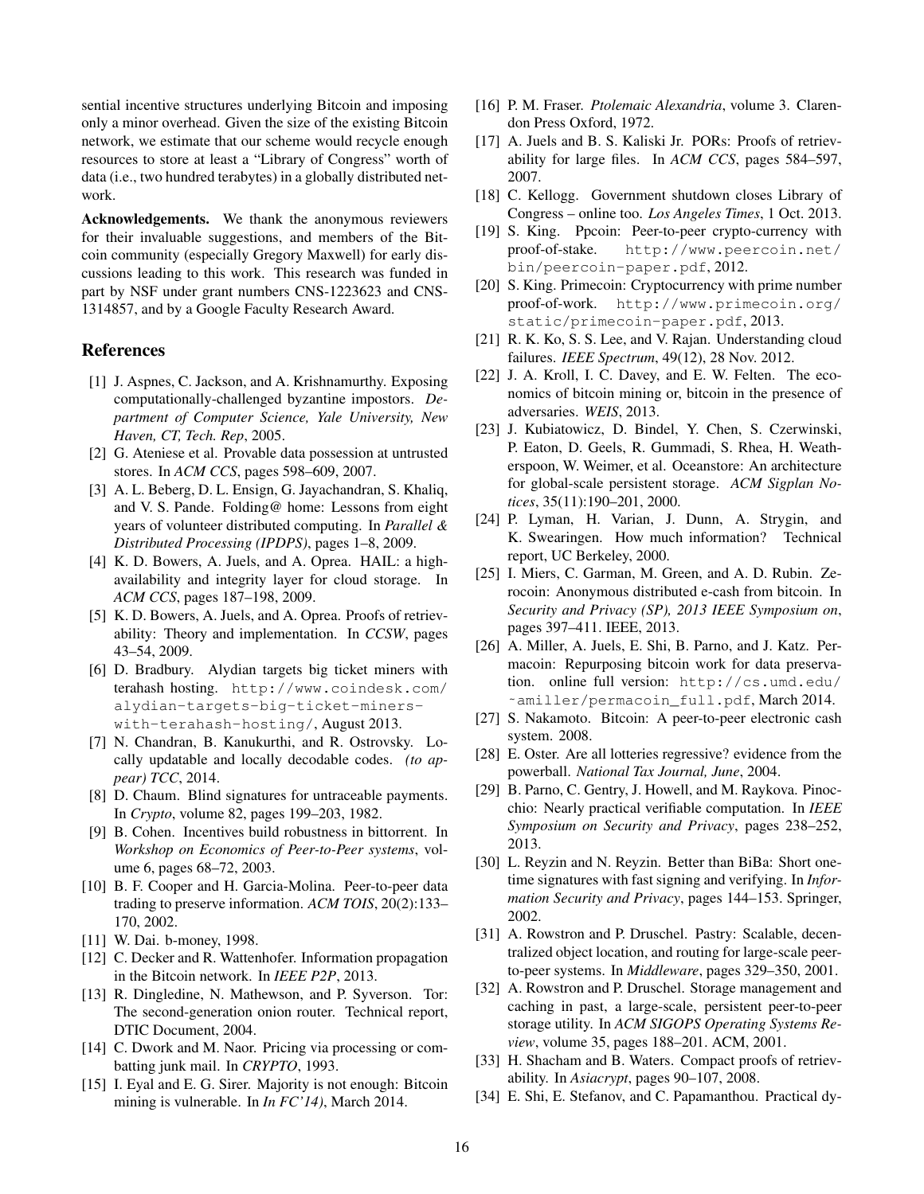sential incentive structures underlying Bitcoin and imposing only a minor overhead. Given the size of the existing Bitcoin network, we estimate that our scheme would recycle enough resources to store at least a "Library of Congress" worth of data (i.e., two hundred terabytes) in a globally distributed network.

**Acknowledgements.** We thank the anonymous reviewers for their invaluable suggestions, and members of the Bitcoin community (especially Gregory Maxwell) for early discussions leading to this work. This research was funded in part by NSF under grant numbers CNS-1223623 and CNS-1314857, and by a Google Faculty Research Award.

## References

[1] J. Aspnes, C. Jackson, and A. Krishnamurthy. Exposing computationally-challenged byzantine impostors. *Department of Computer Science, Yale University, New Haven, CT, Tech. Rep*, 2005.

[2] G. Ateniese et al. Provable data possession at untrusted stores. In *ACM CCS*, pages 598–609, 2007.

[3] A. L. Beberg, D. L. Ensign, G. Jayachandran, S. Khaliq, and V. S. Pande. Folding@ home: Lessons from eight years of volunteer distributed computing. In *Parallel & Distributed Processing (IPDPS)*, pages 1–8, 2009.

[4] K. D. Bowers, A. Juels, and A. Oprea. HAIL: a high-availability and integrity layer for cloud storage. In *ACM CCS*, pages 187–198, 2009.

[5] K. D. Bowers, A. Juels, and A. Oprea. Proofs of retrievability: Theory and implementation. In *CCSW*, pages 43–54, 2009.

[6] D. Bradbury. Alydian targets big ticket miners with terahash hosting. http://www.coindesk.com/alydian-targets-big-ticket-miners-with-terahash-hosting/, August 2013.

[7] N. Chandran, B. Kanukurthi, and R. Ostrovsky. Locally updatable and locally decodable codes. *(to appear) TCC*, 2014.

[8] D. Chaum. Blind signatures for untraceable payments. In *Crypto*, volume 82, pages 199–203, 1982.

[9] B. Cohen. Incentives build robustness in bittorrent. In *Workshop on Economics of Peer-to-Peer systems*, volume 6, pages 68–72, 2003.

[10] B. F. Cooper and H. Garcia-Molina. Peer-to-peer data trading to preserve information. *ACM TOIS*, 20(2):133–170, 2002.

[11] W. Dai. b-money, 1998.

[12] C. Decker and R. Wattenhofer. Information propagation in the Bitcoin network. In *IEEE P2P*, 2013.

[13] R. Dingledine, N. Mathewson, and P. Syverson. Tor: The second-generation onion router. Technical report, DTIC Document, 2004.

[14] C. Dwork and M. Naor. Pricing via processing or combatting junk mail. In *CRYPTO*, 1993.

[15] I. Eyal and E. G. Sirer. Majority is not enough: Bitcoin mining is vulnerable. In *In FC'14)*, March 2014.

[16] P. M. Fraser. *Ptolemaic Alexandria*, volume 3. Clarendon Press Oxford, 1972.

[17] A. Juels and B. S. Kaliski Jr. PORs: Proofs of retrievability for large files. In *ACM CCS*, pages 584–597, 2007.

[18] C. Kellogg. Government shutdown closes Library of Congress – online too. *Los Angeles Times*, 1 Oct. 2013.

[19] S. King. Ppcoin: Peer-to-peer crypto-currency with proof-of-stake. http://www.peercoin.net/bin/peercoin-paper.pdf, 2012.

[20] S. King. Primecoin: Cryptocurrency with prime number proof-of-work. http://www.primecoin.org/static/primecoin-paper.pdf, 2013.

[21] R. K. Ko, S. S. Lee, and V. Rajan. Understanding cloud failures. *IEEE Spectrum*, 49(12), 28 Nov. 2012.

[22] J. A. Kroll, I. C. Davey, and E. W. Felten. The economics of bitcoin mining or, bitcoin in the presence of adversaries. *WEIS*, 2013.

[23] J. Kubiatowicz, D. Bindel, Y. Chen, S. Czerwinski, P. Eaton, D. Geels, R. Gummadi, S. Rhea, H. Weatherspoon, W. Weimer, et al. Oceanstore: An architecture for global-scale persistent storage. *ACM Sigplan Notices*, 35(11):190–201, 2000.

[24] P. Lyman, H. Varian, J. Dunn, A. Strygin, and K. Swearingen. How much information? Technical report, UC Berkeley, 2000.

[25] I. Miers, C. Garman, M. Green, and A. D. Rubin. Zerocoin: Anonymous distributed e-cash from bitcoin. In *Security and Privacy (SP), 2013 IEEE Symposium on*, pages 397–411. IEEE, 2013.

[26] A. Miller, A. Juels, E. Shi, B. Parno, and J. Katz. Permacoin: Repurposing bitcoin work for data preservation. online full version: http://cs.umd.edu/~amiller/permacoin_full.pdf, March 2014.

[27] S. Nakamoto. Bitcoin: A peer-to-peer electronic cash system. 2008.

[28] E. Oster. Are all lotteries regressive? evidence from the powerball. *National Tax Journal, June*, 2004.

[29] B. Parno, C. Gentry, J. Howell, and M. Raykova. Pinocchio: Nearly practical verifiable computation. In *IEEE Symposium on Security and Privacy*, pages 238–252, 2013.

[30] L. Reyzin and N. Reyzin. Better than BiBa: Short one-time signatures with fast signing and verifying. In *Information Security and Privacy*, pages 144–153. Springer, 2002.

[31] A. Rowstron and P. Druschel. Pastry: Scalable, decentralized object location, and routing for large-scale peer-to-peer systems. In *Middleware*, pages 329–350, 2001.

[32] A. Rowstron and P. Druschel. Storage management and caching in past, a large-scale, persistent peer-to-peer storage utility. In *ACM SIGOPS Operating Systems Review*, volume 35, pages 188–201. ACM, 2001.

[33] H. Shacham and B. Waters. Compact proofs of retrievability. In *Asiacrypt*, pages 90–107, 2008.

[34] E. Shi, E. Stefanov, and C. Papamanthou. Practical dy-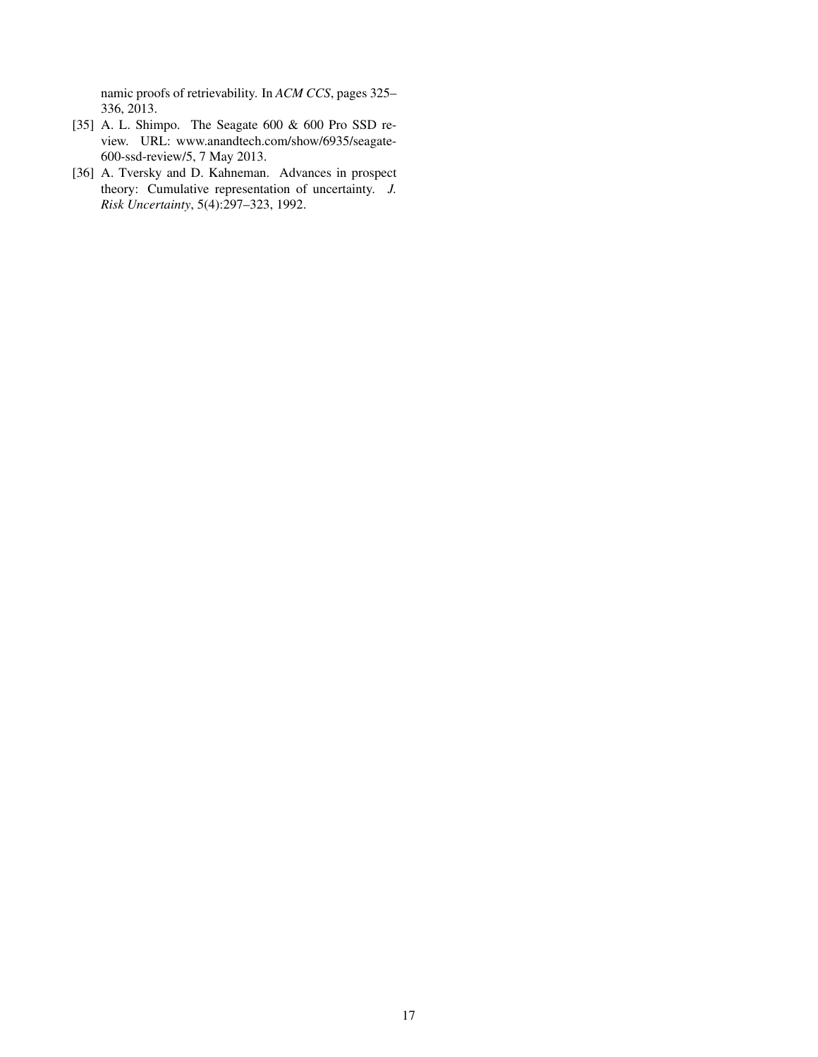namic proofs of retrievability. In *ACM CCS*, pages 325–336, 2013.

[35] A. L. Shimpo. The Seagate 600 & 600 Pro SSD review. URL: www.anandtech.com/show/6935/seagate-600-ssd-review/5, 7 May 2013.

[36] A. Tversky and D. Kahneman. Advances in prospect theory: Cumulative representation of uncertainty. *J. Risk Uncertainty*, 5(4):297–323, 1992.